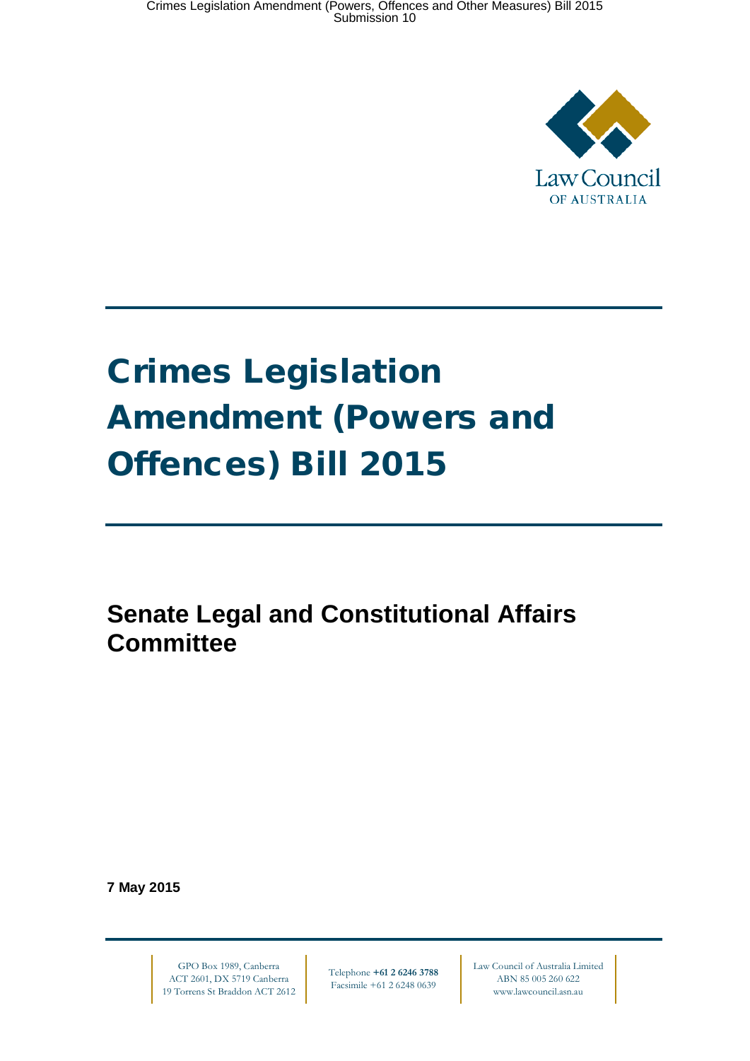Law Council OF AUSTRALIA

# Crimes Legislation Amendment (Powers and Offences) Bill 2015

## Senate Legal and Constitutional Affairs Committee

**7 May 2015**

GPO Box 1989, Canberra ACT 2601, DX 5719 Canberra 19 Torrens St Braddon ACT 2612

Telephone **+61 2 6246 3788** Facsimile +61 2 6248 0639

Law Council of Australia Limited ABN 85 005 260 622 www.lawcouncil.asn.au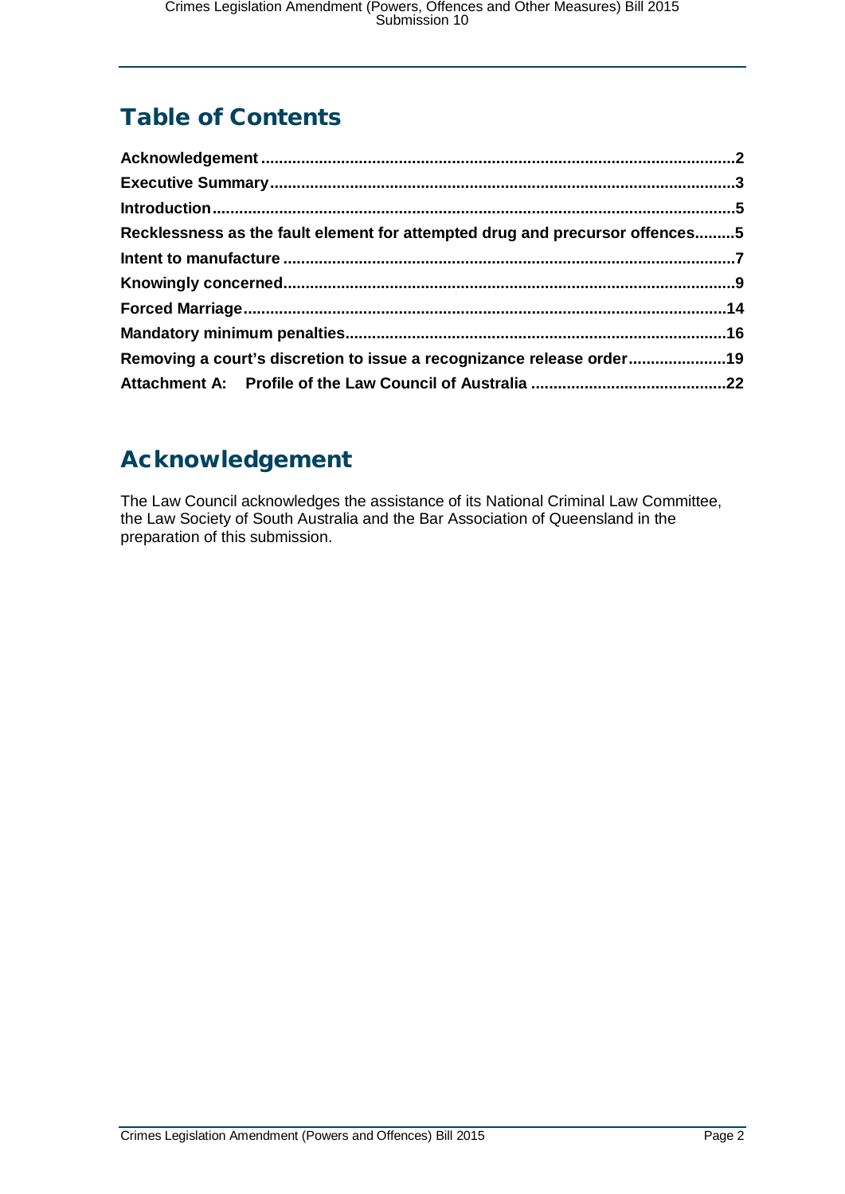# Table of Contents

**Acknowledgement** .......... 2
**Executive Summary** .......... 3
**Introduction** .......... 5
**Recklessness as the fault element for attempted drug and precursor offences** .......... 5
**Intent to manufacture** .......... 7
**Knowingly concerned** .......... 9
**Forced Marriage** .......... 14
**Mandatory minimum penalties** .......... 16
**Removing a court's discretion to issue a recognizance release order** .......... 19
**Attachment A: Profile of the Law Council of Australia** .......... 22

# Acknowledgement

The Law Council acknowledges the assistance of its National Criminal Law Committee, the Law Society of South Australia and the Bar Association of Queensland in the preparation of this submission.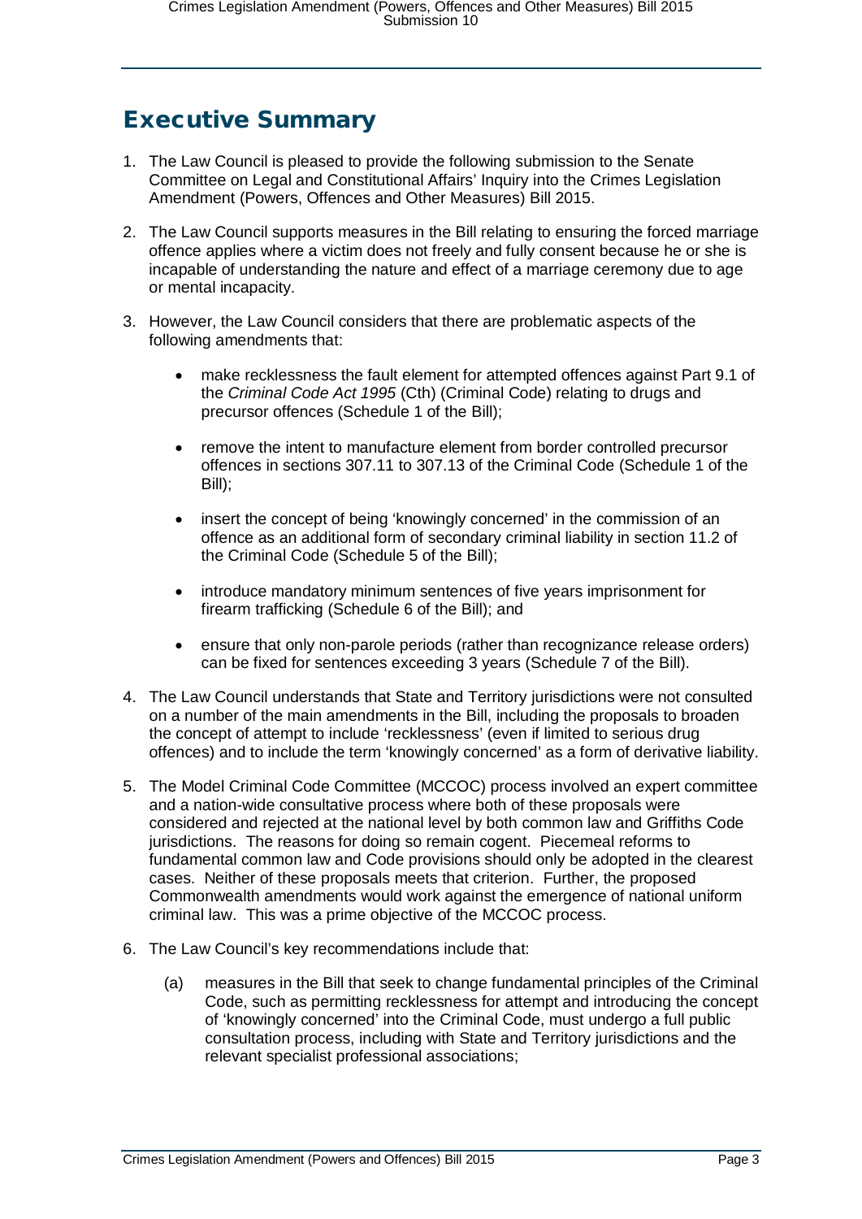# Executive Summary

1. The Law Council is pleased to provide the following submission to the Senate Committee on Legal and Constitutional Affairs' Inquiry into the Crimes Legislation Amendment (Powers, Offences and Other Measures) Bill 2015.

2. The Law Council supports measures in the Bill relating to ensuring the forced marriage offence applies where a victim does not freely and fully consent because he or she is incapable of understanding the nature and effect of a marriage ceremony due to age or mental incapacity.

3. However, the Law Council considers that there are problematic aspects of the following amendments that:

   - make recklessness the fault element for attempted offences against Part 9.1 of the *Criminal Code Act 1995* (Cth) (Criminal Code) relating to drugs and precursor offences (Schedule 1 of the Bill);

   - remove the intent to manufacture element from border controlled precursor offences in sections 307.11 to 307.13 of the Criminal Code (Schedule 1 of the Bill);

   - insert the concept of being 'knowingly concerned' in the commission of an offence as an additional form of secondary criminal liability in section 11.2 of the Criminal Code (Schedule 5 of the Bill);

   - introduce mandatory minimum sentences of five years imprisonment for firearm trafficking (Schedule 6 of the Bill); and

   - ensure that only non-parole periods (rather than recognizance release orders) can be fixed for sentences exceeding 3 years (Schedule 7 of the Bill).

4. The Law Council understands that State and Territory jurisdictions were not consulted on a number of the main amendments in the Bill, including the proposals to broaden the concept of attempt to include 'recklessness' (even if limited to serious drug offences) and to include the term 'knowingly concerned' as a form of derivative liability.

5. The Model Criminal Code Committee (MCCOC) process involved an expert committee and a nation-wide consultative process where both of these proposals were considered and rejected at the national level by both common law and Griffiths Code jurisdictions. The reasons for doing so remain cogent. Piecemeal reforms to fundamental common law and Code provisions should only be adopted in the clearest cases. Neither of these proposals meets that criterion. Further, the proposed Commonwealth amendments would work against the emergence of national uniform criminal law. This was a prime objective of the MCCOC process.

6. The Law Council's key recommendations include that:

   (a) measures in the Bill that seek to change fundamental principles of the Criminal Code, such as permitting recklessness for attempt and introducing the concept of 'knowingly concerned' into the Criminal Code, must undergo a full public consultation process, including with State and Territory jurisdictions and the relevant specialist professional associations;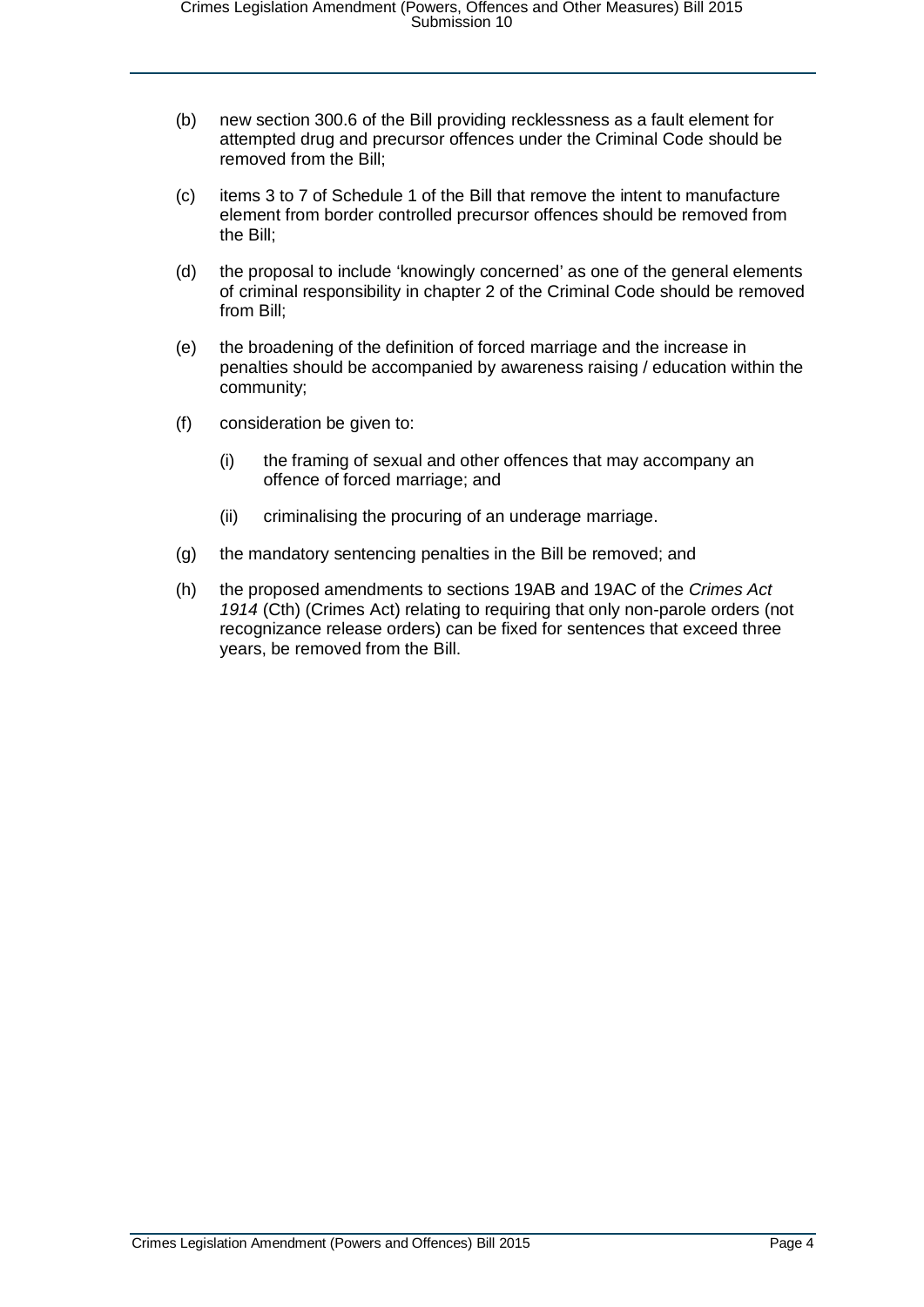(b) new section 300.6 of the Bill providing recklessness as a fault element for attempted drug and precursor offences under the Criminal Code should be removed from the Bill;

(c) items 3 to 7 of Schedule 1 of the Bill that remove the intent to manufacture element from border controlled precursor offences should be removed from the Bill;

(d) the proposal to include 'knowingly concerned' as one of the general elements of criminal responsibility in chapter 2 of the Criminal Code should be removed from Bill;

(e) the broadening of the definition of forced marriage and the increase in penalties should be accompanied by awareness raising / education within the community;

(f) consideration be given to:

  (i) the framing of sexual and other offences that may accompany an offence of forced marriage; and

  (ii) criminalising the procuring of an underage marriage.

(g) the mandatory sentencing penalties in the Bill be removed; and

(h) the proposed amendments to sections 19AB and 19AC of the *Crimes Act 1914* (Cth) (Crimes Act) relating to requiring that only non-parole orders (not recognizance release orders) can be fixed for sentences that exceed three years, be removed from the Bill.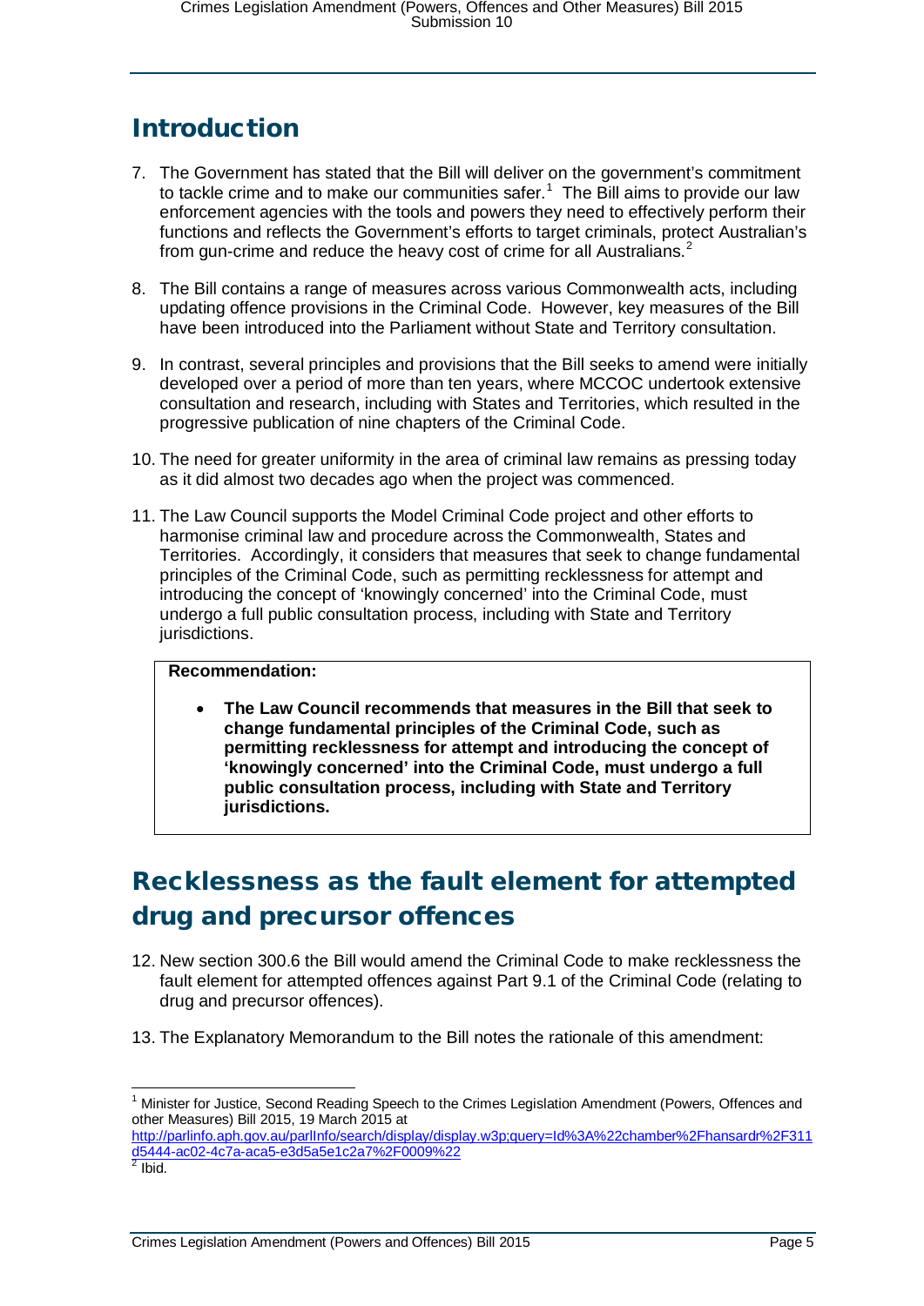## Introduction

7. The Government has stated that the Bill will deliver on the government's commitment to tackle crime and to make our communities safer.[1] The Bill aims to provide our law enforcement agencies with the tools and powers they need to effectively perform their functions and reflects the Government's efforts to target criminals, protect Australian's from gun-crime and reduce the heavy cost of crime for all Australians.[2]

8. The Bill contains a range of measures across various Commonwealth acts, including updating offence provisions in the Criminal Code. However, key measures of the Bill have been introduced into the Parliament without State and Territory consultation.

9. In contrast, several principles and provisions that the Bill seeks to amend were initially developed over a period of more than ten years, where MCCOC undertook extensive consultation and research, including with States and Territories, which resulted in the progressive publication of nine chapters of the Criminal Code.

10. The need for greater uniformity in the area of criminal law remains as pressing today as it did almost two decades ago when the project was commenced.

11. The Law Council supports the Model Criminal Code project and other efforts to harmonise criminal law and procedure across the Commonwealth, States and Territories. Accordingly, it considers that measures that seek to change fundamental principles of the Criminal Code, such as permitting recklessness for attempt and introducing the concept of 'knowingly concerned' into the Criminal Code, must undergo a full public consultation process, including with State and Territory jurisdictions.

> **Recommendation:**
>
> - **The Law Council recommends that measures in the Bill that seek to change fundamental principles of the Criminal Code, such as permitting recklessness for attempt and introducing the concept of 'knowingly concerned' into the Criminal Code, must undergo a full public consultation process, including with State and Territory jurisdictions.**

## Recklessness as the fault element for attempted drug and precursor offences

12. New section 300.6 the Bill would amend the Criminal Code to make recklessness the fault element for attempted offences against Part 9.1 of the Criminal Code (relating to drug and precursor offences).

13. The Explanatory Memorandum to the Bill notes the rationale of this amendment:

---

[1] Minister for Justice, Second Reading Speech to the Crimes Legislation Amendment (Powers, Offences and other Measures) Bill 2015, 19 March 2015 at http://parlinfo.aph.gov.au/parlInfo/search/display/display.w3p;query=Id%3A%22chamber%2Fhansardr%2F311d5444-ac02-4c7a-aca5-e3d5a5e1c2a7%2F0009%22

[2] Ibid.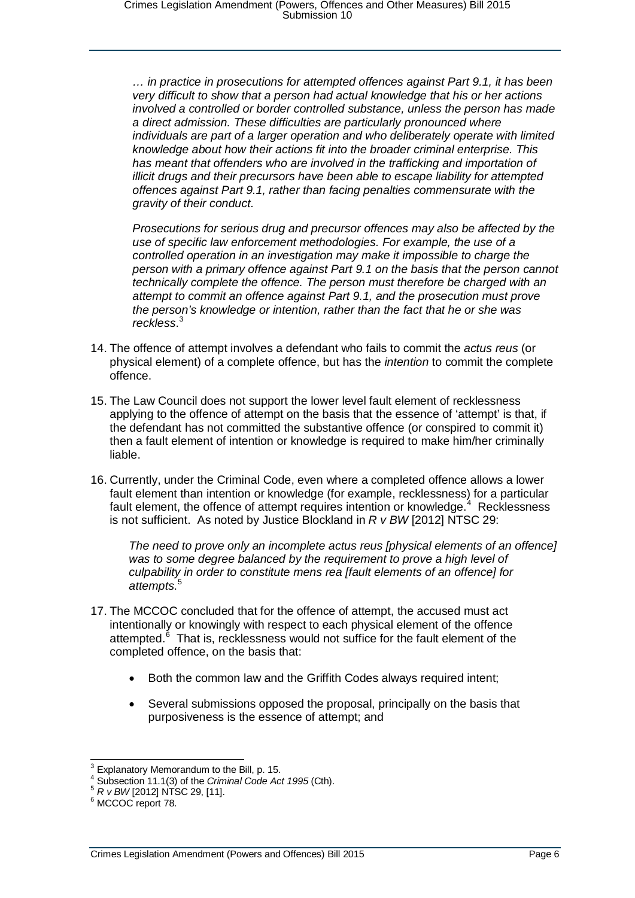> *… in practice in prosecutions for attempted offences against Part 9.1, it has been very difficult to show that a person had actual knowledge that his or her actions involved a controlled or border controlled substance, unless the person has made a direct admission. These difficulties are particularly pronounced where individuals are part of a larger operation and who deliberately operate with limited knowledge about how their actions fit into the broader criminal enterprise. This has meant that offenders who are involved in the trafficking and importation of illicit drugs and their precursors have been able to escape liability for attempted offences against Part 9.1, rather than facing penalties commensurate with the gravity of their conduct.*
>
> *Prosecutions for serious drug and precursor offences may also be affected by the use of specific law enforcement methodologies. For example, the use of a controlled operation in an investigation may make it impossible to charge the person with a primary offence against Part 9.1 on the basis that the person cannot technically complete the offence. The person must therefore be charged with an attempt to commit an offence against Part 9.1, and the prosecution must prove the person's knowledge or intention, rather than the fact that he or she was reckless.*[3]

14. The offence of attempt involves a defendant who fails to commit the *actus reus* (or physical element) of a complete offence, but has the *intention* to commit the complete offence.

15. The Law Council does not support the lower level fault element of recklessness applying to the offence of attempt on the basis that the essence of 'attempt' is that, if the defendant has not committed the substantive offence (or conspired to commit it) then a fault element of intention or knowledge is required to make him/her criminally liable.

16. Currently, under the Criminal Code, even where a completed offence allows a lower fault element than intention or knowledge (for example, recklessness) for a particular fault element, the offence of attempt requires intention or knowledge.[4] Recklessness is not sufficient. As noted by Justice Blockland in *R v BW* [2012] NTSC 29:

> *The need to prove only an incomplete actus reus [physical elements of an offence] was to some degree balanced by the requirement to prove a high level of culpability in order to constitute mens rea [fault elements of an offence] for attempts.*[5]

17. The MCCOC concluded that for the offence of attempt, the accused must act intentionally or knowingly with respect to each physical element of the offence attempted.[6] That is, recklessness would not suffice for the fault element of the completed offence, on the basis that:

    - Both the common law and the Griffith Codes always required intent;
    - Several submissions opposed the proposal, principally on the basis that purposiveness is the essence of attempt; and

---

[3] Explanatory Memorandum to the Bill, p. 15.

[4] Subsection 11.1(3) of the *Criminal Code Act 1995* (Cth).

[5] *R v BW* [2012] NTSC 29, [11].

[6] MCCOC report 78.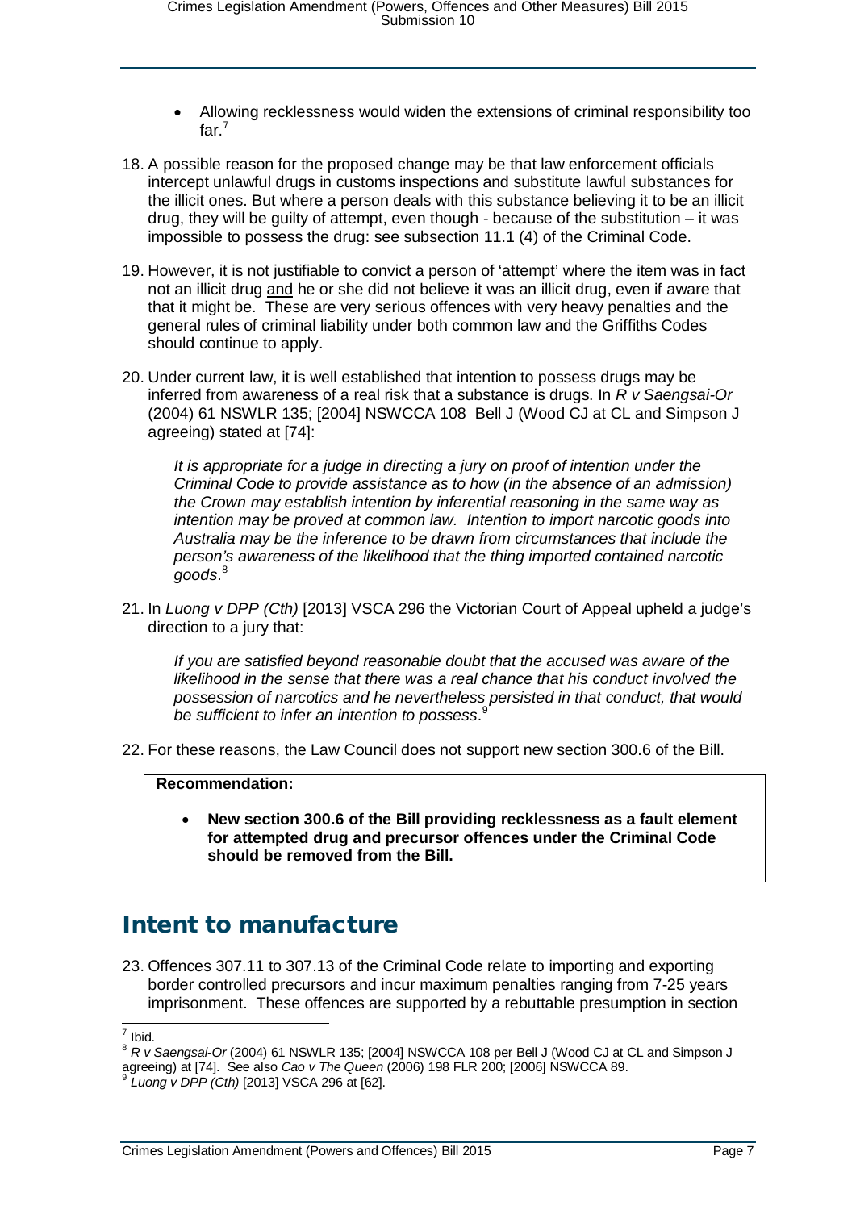- Allowing recklessness would widen the extensions of criminal responsibility too far.[7]

18. A possible reason for the proposed change may be that law enforcement officials intercept unlawful drugs in customs inspections and substitute lawful substances for the illicit ones. But where a person deals with this substance believing it to be an illicit drug, they will be guilty of attempt, even though - because of the substitution – it was impossible to possess the drug: see subsection 11.1 (4) of the Criminal Code.

19. However, it is not justifiable to convict a person of 'attempt' where the item was in fact not an illicit drug and he or she did not believe it was an illicit drug, even if aware that that it might be. These are very serious offences with very heavy penalties and the general rules of criminal liability under both common law and the Griffiths Codes should continue to apply.

20. Under current law, it is well established that intention to possess drugs may be inferred from awareness of a real risk that a substance is drugs. In *R v Saengsai-Or* (2004) 61 NSWLR 135; [2004] NSWCCA 108 Bell J (Wood CJ at CL and Simpson J agreeing) stated at [74]:

> *It is appropriate for a judge in directing a jury on proof of intention under the Criminal Code to provide assistance as to how (in the absence of an admission) the Crown may establish intention by inferential reasoning in the same way as intention may be proved at common law. Intention to import narcotic goods into Australia may be the inference to be drawn from circumstances that include the person's awareness of the likelihood that the thing imported contained narcotic goods*.[8]

21. In *Luong v DPP (Cth)* [2013] VSCA 296 the Victorian Court of Appeal upheld a judge's direction to a jury that:

> *If you are satisfied beyond reasonable doubt that the accused was aware of the likelihood in the sense that there was a real chance that his conduct involved the possession of narcotics and he nevertheless persisted in that conduct, that would be sufficient to infer an intention to possess*.[9]

22. For these reasons, the Law Council does not support new section 300.6 of the Bill.

**Recommendation:**

- **New section 300.6 of the Bill providing recklessness as a fault element for attempted drug and precursor offences under the Criminal Code should be removed from the Bill.**

## Intent to manufacture

23. Offences 307.11 to 307.13 of the Criminal Code relate to importing and exporting border controlled precursors and incur maximum penalties ranging from 7-25 years imprisonment. These offences are supported by a rebuttable presumption in section

---

[7] Ibid.

[8] *R v Saengsai-Or* (2004) 61 NSWLR 135; [2004] NSWCCA 108 per Bell J (Wood CJ at CL and Simpson J agreeing) at [74]. See also *Cao v The Queen* (2006) 198 FLR 200; [2006] NSWCCA 89.

[9] *Luong v DPP (Cth)* [2013] VSCA 296 at [62].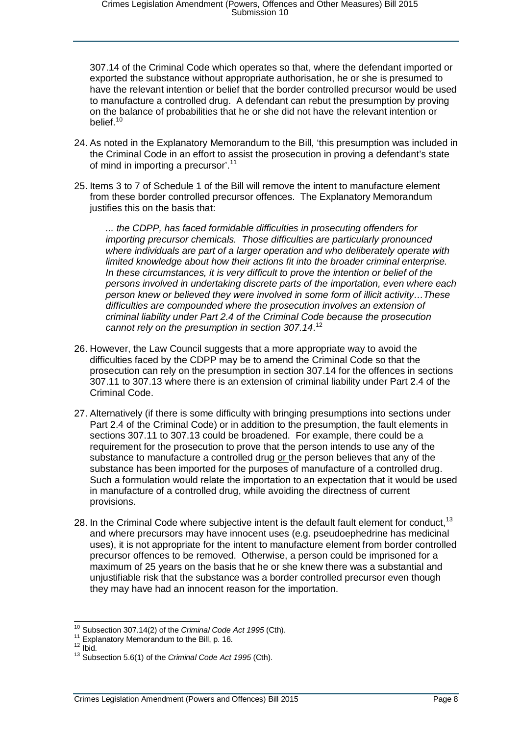307.14 of the Criminal Code which operates so that, where the defendant imported or exported the substance without appropriate authorisation, he or she is presumed to have the relevant intention or belief that the border controlled precursor would be used to manufacture a controlled drug. A defendant can rebut the presumption by proving on the balance of probabilities that he or she did not have the relevant intention or belief.[10]

24. As noted in the Explanatory Memorandum to the Bill, 'this presumption was included in the Criminal Code in an effort to assist the prosecution in proving a defendant's state of mind in importing a precursor'.[11]

25. Items 3 to 7 of Schedule 1 of the Bill will remove the intent to manufacture element from these border controlled precursor offences. The Explanatory Memorandum justifies this on the basis that:

    *... the CDPP, has faced formidable difficulties in prosecuting offenders for importing precursor chemicals. Those difficulties are particularly pronounced where individuals are part of a larger operation and who deliberately operate with limited knowledge about how their actions fit into the broader criminal enterprise. In these circumstances, it is very difficult to prove the intention or belief of the persons involved in undertaking discrete parts of the importation, even where each person knew or believed they were involved in some form of illicit activity…These difficulties are compounded where the prosecution involves an extension of criminal liability under Part 2.4 of the Criminal Code because the prosecution cannot rely on the presumption in section 307.14*.[12]

26. However, the Law Council suggests that a more appropriate way to avoid the difficulties faced by the CDPP may be to amend the Criminal Code so that the prosecution can rely on the presumption in section 307.14 for the offences in sections 307.11 to 307.13 where there is an extension of criminal liability under Part 2.4 of the Criminal Code.

27. Alternatively (if there is some difficulty with bringing presumptions into sections under Part 2.4 of the Criminal Code) or in addition to the presumption, the fault elements in sections 307.11 to 307.13 could be broadened. For example, there could be a requirement for the prosecution to prove that the person intends to use any of the substance to manufacture a controlled drug <u>or</u> the person believes that any of the substance has been imported for the purposes of manufacture of a controlled drug. Such a formulation would relate the importation to an expectation that it would be used in manufacture of a controlled drug, while avoiding the directness of current provisions.

28. In the Criminal Code where subjective intent is the default fault element for conduct,[13] and where precursors may have innocent uses (e.g. pseudoephedrine has medicinal uses), it is not appropriate for the intent to manufacture element from border controlled precursor offences to be removed. Otherwise, a person could be imprisoned for a maximum of 25 years on the basis that he or she knew there was a substantial and unjustifiable risk that the substance was a border controlled precursor even though they may have had an innocent reason for the importation.

---

[10] Subsection 307.14(2) of the *Criminal Code Act 1995* (Cth).
[11] Explanatory Memorandum to the Bill, p. 16.
[12] Ibid.
[13] Subsection 5.6(1) of the *Criminal Code Act 1995* (Cth).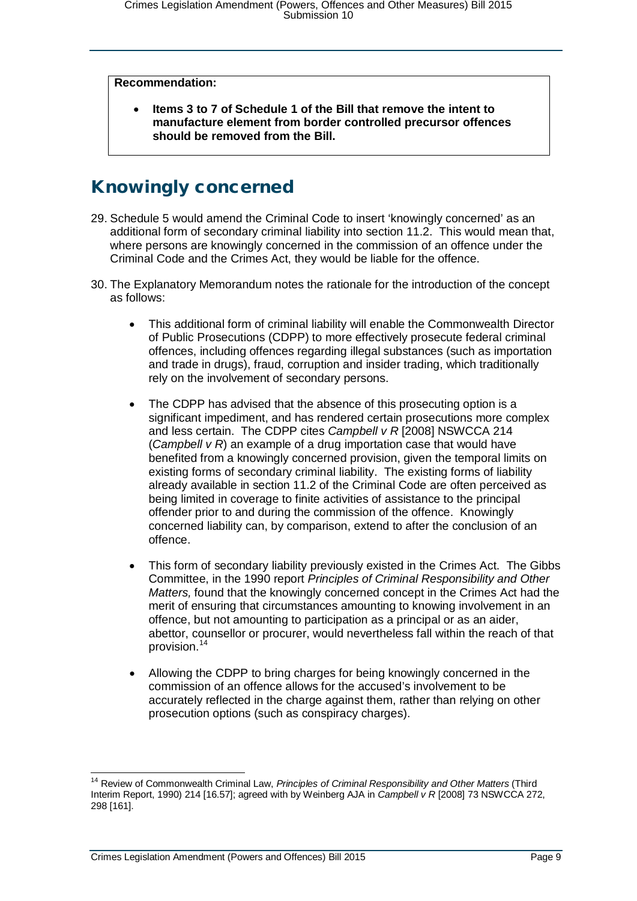**Recommendation:**

- **Items 3 to 7 of Schedule 1 of the Bill that remove the intent to manufacture element from border controlled precursor offences should be removed from the Bill.**

## Knowingly concerned

29. Schedule 5 would amend the Criminal Code to insert 'knowingly concerned' as an additional form of secondary criminal liability into section 11.2. This would mean that, where persons are knowingly concerned in the commission of an offence under the Criminal Code and the Crimes Act, they would be liable for the offence.

30. The Explanatory Memorandum notes the rationale for the introduction of the concept as follows:

    - This additional form of criminal liability will enable the Commonwealth Director of Public Prosecutions (CDPP) to more effectively prosecute federal criminal offences, including offences regarding illegal substances (such as importation and trade in drugs), fraud, corruption and insider trading, which traditionally rely on the involvement of secondary persons.

    - The CDPP has advised that the absence of this prosecuting option is a significant impediment, and has rendered certain prosecutions more complex and less certain. The CDPP cites *Campbell v R* [2008] NSWCCA 214 (*Campbell v R*) an example of a drug importation case that would have benefited from a knowingly concerned provision, given the temporal limits on existing forms of secondary criminal liability. The existing forms of liability already available in section 11.2 of the Criminal Code are often perceived as being limited in coverage to finite activities of assistance to the principal offender prior to and during the commission of the offence. Knowingly concerned liability can, by comparison, extend to after the conclusion of an offence.

    - This form of secondary liability previously existed in the Crimes Act. The Gibbs Committee, in the 1990 report *Principles of Criminal Responsibility and Other Matters,* found that the knowingly concerned concept in the Crimes Act had the merit of ensuring that circumstances amounting to knowing involvement in an offence, but not amounting to participation as a principal or as an aider, abettor, counsellor or procurer, would nevertheless fall within the reach of that provision.[14]

    - Allowing the CDPP to bring charges for being knowingly concerned in the commission of an offence allows for the accused's involvement to be accurately reflected in the charge against them, rather than relying on other prosecution options (such as conspiracy charges).

---

[14] Review of Commonwealth Criminal Law, *Principles of Criminal Responsibility and Other Matters* (Third Interim Report, 1990) 214 [16.57]; agreed with by Weinberg AJA in *Campbell v R* [2008] 73 NSWCCA 272, 298 [161].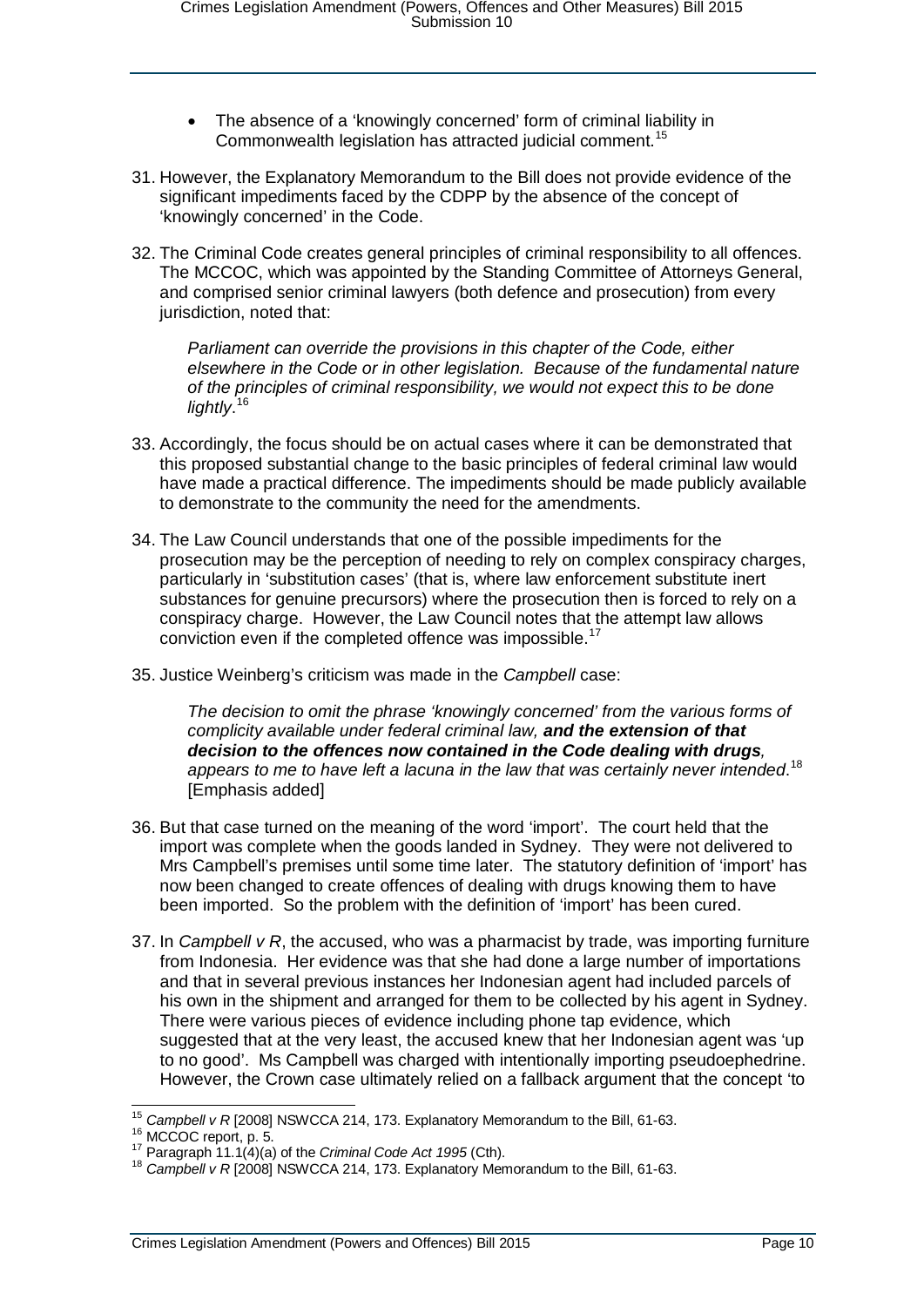- The absence of a 'knowingly concerned' form of criminal liability in Commonwealth legislation has attracted judicial comment.[15]

31. However, the Explanatory Memorandum to the Bill does not provide evidence of the significant impediments faced by the CDPP by the absence of the concept of 'knowingly concerned' in the Code.

32. The Criminal Code creates general principles of criminal responsibility to all offences. The MCCOC, which was appointed by the Standing Committee of Attorneys General, and comprised senior criminal lawyers (both defence and prosecution) from every jurisdiction, noted that:

    *Parliament can override the provisions in this chapter of the Code, either elsewhere in the Code or in other legislation. Because of the fundamental nature of the principles of criminal responsibility, we would not expect this to be done lightly*.[16]

33. Accordingly, the focus should be on actual cases where it can be demonstrated that this proposed substantial change to the basic principles of federal criminal law would have made a practical difference. The impediments should be made publicly available to demonstrate to the community the need for the amendments.

34. The Law Council understands that one of the possible impediments for the prosecution may be the perception of needing to rely on complex conspiracy charges, particularly in 'substitution cases' (that is, where law enforcement substitute inert substances for genuine precursors) where the prosecution then is forced to rely on a conspiracy charge. However, the Law Council notes that the attempt law allows conviction even if the completed offence was impossible.[17]

35. Justice Weinberg's criticism was made in the *Campbell* case:

    *The decision to omit the phrase 'knowingly concerned' from the various forms of complicity available under federal criminal law,* ***and the extension of that decision to the offences now contained in the Code dealing with drugs****, appears to me to have left a lacuna in the law that was certainly never intended*.[18] [Emphasis added]

36. But that case turned on the meaning of the word 'import'. The court held that the import was complete when the goods landed in Sydney. They were not delivered to Mrs Campbell's premises until some time later. The statutory definition of 'import' has now been changed to create offences of dealing with drugs knowing them to have been imported. So the problem with the definition of 'import' has been cured.

37. In *Campbell v R*, the accused, who was a pharmacist by trade, was importing furniture from Indonesia. Her evidence was that she had done a large number of importations and that in several previous instances her Indonesian agent had included parcels of his own in the shipment and arranged for them to be collected by his agent in Sydney. There were various pieces of evidence including phone tap evidence, which suggested that at the very least, the accused knew that her Indonesian agent was 'up to no good'. Ms Campbell was charged with intentionally importing pseudoephedrine. However, the Crown case ultimately relied on a fallback argument that the concept 'to

---

[15] *Campbell v R* [2008] NSWCCA 214, 173. Explanatory Memorandum to the Bill, 61-63.

[16] MCCOC report, p. 5.

[17] Paragraph 11.1(4)(a) of the *Criminal Code Act 1995* (Cth).

[18] *Campbell v R* [2008] NSWCCA 214, 173. Explanatory Memorandum to the Bill, 61-63.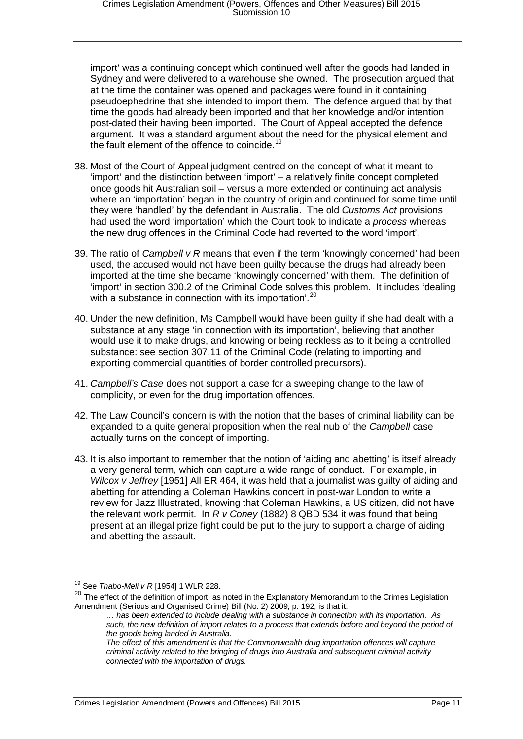import' was a continuing concept which continued well after the goods had landed in Sydney and were delivered to a warehouse she owned. The prosecution argued that at the time the container was opened and packages were found in it containing pseudoephedrine that she intended to import them. The defence argued that by that time the goods had already been imported and that her knowledge and/or intention post-dated their having been imported. The Court of Appeal accepted the defence argument. It was a standard argument about the need for the physical element and the fault element of the offence to coincide.[19]

38. Most of the Court of Appeal judgment centred on the concept of what it meant to 'import' and the distinction between 'import' – a relatively finite concept completed once goods hit Australian soil – versus a more extended or continuing act analysis where an 'importation' began in the country of origin and continued for some time until they were 'handled' by the defendant in Australia. The old *Customs Act* provisions had used the word 'importation' which the Court took to indicate a *process* whereas the new drug offences in the Criminal Code had reverted to the word 'import'.

39. The ratio of *Campbell v R* means that even if the term 'knowingly concerned' had been used, the accused would not have been guilty because the drugs had already been imported at the time she became 'knowingly concerned' with them. The definition of 'import' in section 300.2 of the Criminal Code solves this problem. It includes 'dealing with a substance in connection with its importation'.[20]

40. Under the new definition, Ms Campbell would have been guilty if she had dealt with a substance at any stage 'in connection with its importation', believing that another would use it to make drugs, and knowing or being reckless as to it being a controlled substance: see section 307.11 of the Criminal Code (relating to importing and exporting commercial quantities of border controlled precursors).

41. *Campbell's Case* does not support a case for a sweeping change to the law of complicity, or even for the drug importation offences.

42. The Law Council's concern is with the notion that the bases of criminal liability can be expanded to a quite general proposition when the real nub of the *Campbell* case actually turns on the concept of importing.

43. It is also important to remember that the notion of 'aiding and abetting' is itself already a very general term, which can capture a wide range of conduct. For example, in *Wilcox v Jeffrey* [1951] All ER 464, it was held that a journalist was guilty of aiding and abetting for attending a Coleman Hawkins concert in post-war London to write a review for Jazz Illustrated, knowing that Coleman Hawkins, a US citizen, did not have the relevant work permit. In *R v Coney* (1882) 8 QBD 534 it was found that being present at an illegal prize fight could be put to the jury to support a charge of aiding and abetting the assault.

---

[19] See *Thabo-Meli v R* [1954] 1 WLR 228.

[20] The effect of the definition of import, as noted in the Explanatory Memorandum to the Crimes Legislation Amendment (Serious and Organised Crime) Bill (No. 2) 2009, p. 192, is that it:

> *… has been extended to include dealing with a substance in connection with its importation. As such, the new definition of import relates to a process that extends before and beyond the period of the goods being landed in Australia.*
>
> *The effect of this amendment is that the Commonwealth drug importation offences will capture criminal activity related to the bringing of drugs into Australia and subsequent criminal activity connected with the importation of drugs.*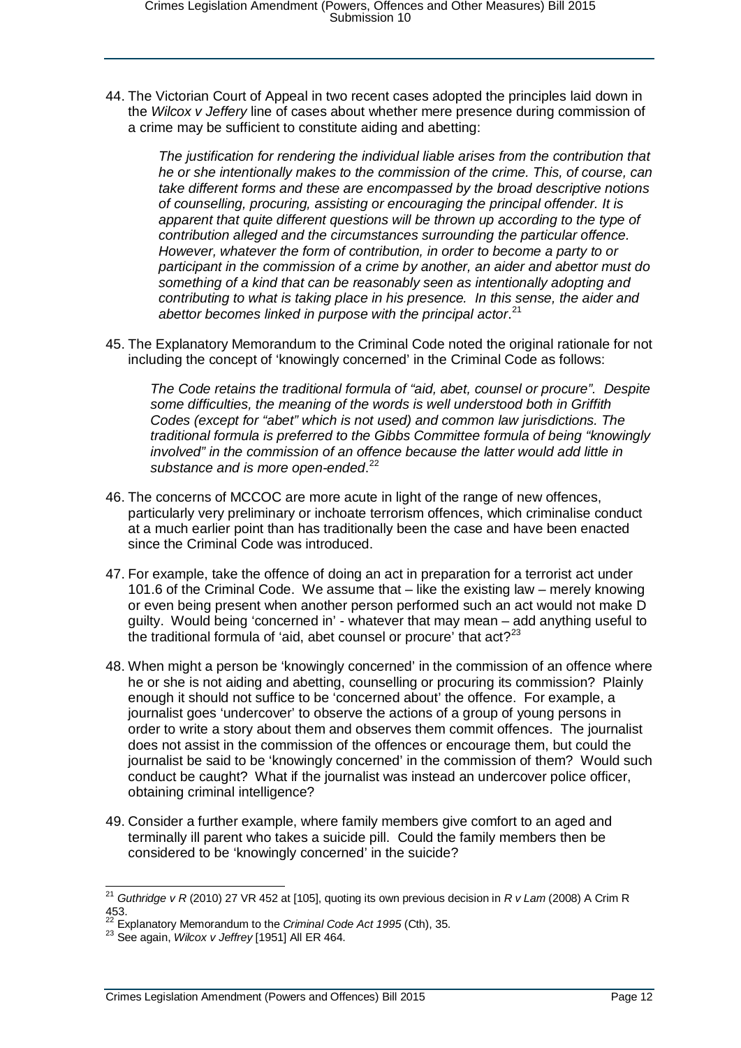44. The Victorian Court of Appeal in two recent cases adopted the principles laid down in the *Wilcox v Jeffery* line of cases about whether mere presence during commission of a crime may be sufficient to constitute aiding and abetting:

> *The justification for rendering the individual liable arises from the contribution that he or she intentionally makes to the commission of the crime. This, of course, can take different forms and these are encompassed by the broad descriptive notions of counselling, procuring, assisting or encouraging the principal offender. It is apparent that quite different questions will be thrown up according to the type of contribution alleged and the circumstances surrounding the particular offence. However, whatever the form of contribution, in order to become a party to or participant in the commission of a crime by another, an aider and abettor must do something of a kind that can be reasonably seen as intentionally adopting and contributing to what is taking place in his presence. In this sense, the aider and abettor becomes linked in purpose with the principal actor*.[21]

45. The Explanatory Memorandum to the Criminal Code noted the original rationale for not including the concept of 'knowingly concerned' in the Criminal Code as follows:

> *The Code retains the traditional formula of "aid, abet, counsel or procure". Despite some difficulties, the meaning of the words is well understood both in Griffith Codes (except for "abet" which is not used) and common law jurisdictions. The traditional formula is preferred to the Gibbs Committee formula of being "knowingly involved" in the commission of an offence because the latter would add little in substance and is more open-ended*.[22]

46. The concerns of MCCOC are more acute in light of the range of new offences, particularly very preliminary or inchoate terrorism offences, which criminalise conduct at a much earlier point than has traditionally been the case and have been enacted since the Criminal Code was introduced.

47. For example, take the offence of doing an act in preparation for a terrorist act under 101.6 of the Criminal Code. We assume that – like the existing law – merely knowing or even being present when another person performed such an act would not make D guilty. Would being 'concerned in' - whatever that may mean – add anything useful to the traditional formula of 'aid, abet counsel or procure' that act?[23]

48. When might a person be 'knowingly concerned' in the commission of an offence where he or she is not aiding and abetting, counselling or procuring its commission? Plainly enough it should not suffice to be 'concerned about' the offence. For example, a journalist goes 'undercover' to observe the actions of a group of young persons in order to write a story about them and observes them commit offences. The journalist does not assist in the commission of the offences or encourage them, but could the journalist be said to be 'knowingly concerned' in the commission of them? Would such conduct be caught? What if the journalist was instead an undercover police officer, obtaining criminal intelligence?

49. Consider a further example, where family members give comfort to an aged and terminally ill parent who takes a suicide pill. Could the family members then be considered to be 'knowingly concerned' in the suicide?

---

[21] *Guthridge v R* (2010) 27 VR 452 at [105], quoting its own previous decision in *R v Lam* (2008) A Crim R 453.

[22] Explanatory Memorandum to the *Criminal Code Act 1995* (Cth), 35.

[23] See again, *Wilcox v Jeffrey* [1951] All ER 464.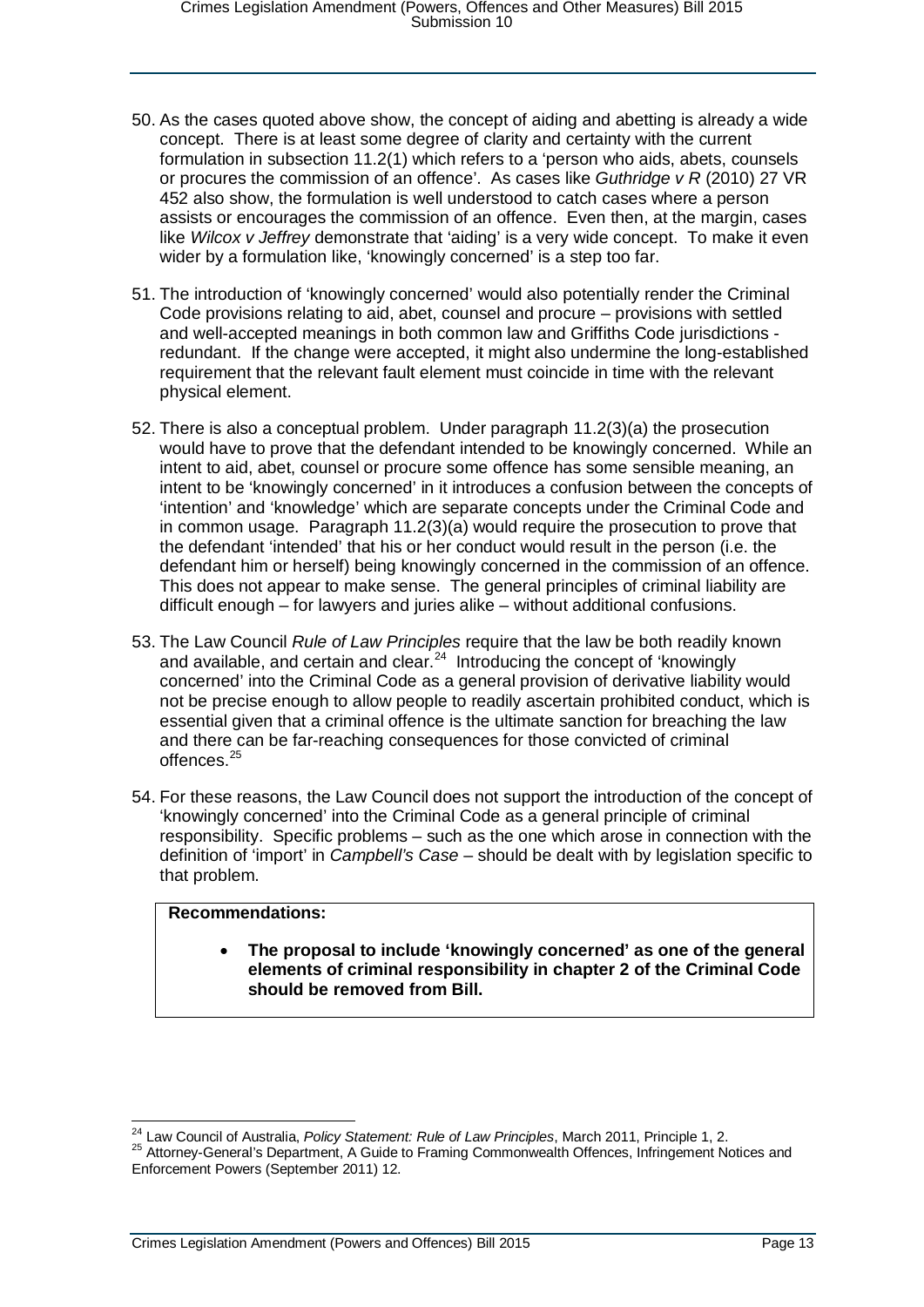50. As the cases quoted above show, the concept of aiding and abetting is already a wide concept. There is at least some degree of clarity and certainty with the current formulation in subsection 11.2(1) which refers to a 'person who aids, abets, counsels or procures the commission of an offence'. As cases like *Guthridge v R* (2010) 27 VR 452 also show, the formulation is well understood to catch cases where a person assists or encourages the commission of an offence. Even then, at the margin, cases like *Wilcox v Jeffrey* demonstrate that 'aiding' is a very wide concept. To make it even wider by a formulation like, 'knowingly concerned' is a step too far.

51. The introduction of 'knowingly concerned' would also potentially render the Criminal Code provisions relating to aid, abet, counsel and procure – provisions with settled and well-accepted meanings in both common law and Griffiths Code jurisdictions - redundant. If the change were accepted, it might also undermine the long-established requirement that the relevant fault element must coincide in time with the relevant physical element.

52. There is also a conceptual problem. Under paragraph 11.2(3)(a) the prosecution would have to prove that the defendant intended to be knowingly concerned. While an intent to aid, abet, counsel or procure some offence has some sensible meaning, an intent to be 'knowingly concerned' in it introduces a confusion between the concepts of 'intention' and 'knowledge' which are separate concepts under the Criminal Code and in common usage. Paragraph 11.2(3)(a) would require the prosecution to prove that the defendant 'intended' that his or her conduct would result in the person (i.e. the defendant him or herself) being knowingly concerned in the commission of an offence. This does not appear to make sense. The general principles of criminal liability are difficult enough – for lawyers and juries alike – without additional confusions.

53. The Law Council *Rule of Law Principles* require that the law be both readily known and available, and certain and clear.[24] Introducing the concept of 'knowingly concerned' into the Criminal Code as a general provision of derivative liability would not be precise enough to allow people to readily ascertain prohibited conduct, which is essential given that a criminal offence is the ultimate sanction for breaching the law and there can be far-reaching consequences for those convicted of criminal offences.[25]

54. For these reasons, the Law Council does not support the introduction of the concept of 'knowingly concerned' into the Criminal Code as a general principle of criminal responsibility. Specific problems – such as the one which arose in connection with the definition of 'import' in *Campbell's Case* – should be dealt with by legislation specific to that problem.

**Recommendations:**

- **The proposal to include 'knowingly concerned' as one of the general elements of criminal responsibility in chapter 2 of the Criminal Code should be removed from Bill.**

---

[24] Law Council of Australia, *Policy Statement: Rule of Law Principles*, March 2011, Principle 1, 2.

[25] Attorney-General's Department, A Guide to Framing Commonwealth Offences, Infringement Notices and Enforcement Powers (September 2011) 12.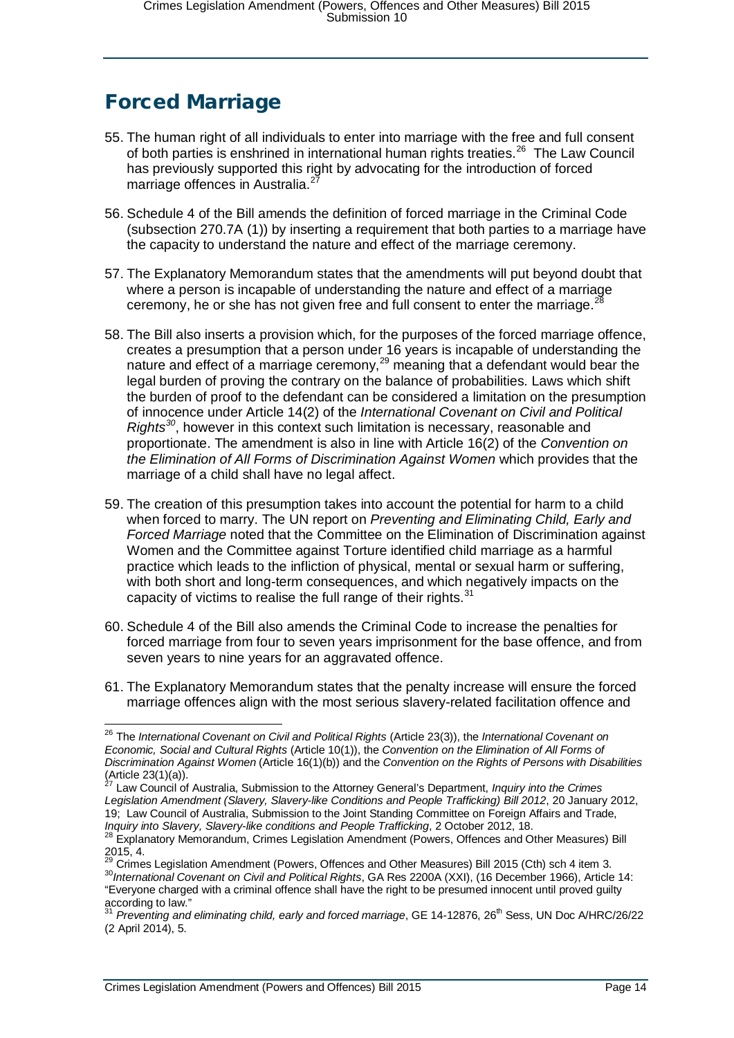## Forced Marriage

55. The human right of all individuals to enter into marriage with the free and full consent of both parties is enshrined in international human rights treaties.[26] The Law Council has previously supported this right by advocating for the introduction of forced marriage offences in Australia.[27]

56. Schedule 4 of the Bill amends the definition of forced marriage in the Criminal Code (subsection 270.7A (1)) by inserting a requirement that both parties to a marriage have the capacity to understand the nature and effect of the marriage ceremony.

57. The Explanatory Memorandum states that the amendments will put beyond doubt that where a person is incapable of understanding the nature and effect of a marriage ceremony, he or she has not given free and full consent to enter the marriage.[28]

58. The Bill also inserts a provision which, for the purposes of the forced marriage offence, creates a presumption that a person under 16 years is incapable of understanding the nature and effect of a marriage ceremony,[29] meaning that a defendant would bear the legal burden of proving the contrary on the balance of probabilities. Laws which shift the burden of proof to the defendant can be considered a limitation on the presumption of innocence under Article 14(2) of the *International Covenant on Civil and Political Rights*[30], however in this context such limitation is necessary, reasonable and proportionate. The amendment is also in line with Article 16(2) of the *Convention on the Elimination of All Forms of Discrimination Against Women* which provides that the marriage of a child shall have no legal affect.

59. The creation of this presumption takes into account the potential for harm to a child when forced to marry. The UN report on *Preventing and Eliminating Child, Early and Forced Marriage* noted that the Committee on the Elimination of Discrimination against Women and the Committee against Torture identified child marriage as a harmful practice which leads to the infliction of physical, mental or sexual harm or suffering, with both short and long-term consequences, and which negatively impacts on the capacity of victims to realise the full range of their rights.[31]

60. Schedule 4 of the Bill also amends the Criminal Code to increase the penalties for forced marriage from four to seven years imprisonment for the base offence, and from seven years to nine years for an aggravated offence.

61. The Explanatory Memorandum states that the penalty increase will ensure the forced marriage offences align with the most serious slavery-related facilitation offence and

---

[26] The *International Covenant on Civil and Political Rights* (Article 23(3)), the *International Covenant on Economic, Social and Cultural Rights* (Article 10(1)), the *Convention on the Elimination of All Forms of Discrimination Against Women* (Article 16(1)(b)) and the *Convention on the Rights of Persons with Disabilities* (Article 23(1)(a)).

[27] Law Council of Australia, Submission to the Attorney General's Department, *Inquiry into the Crimes Legislation Amendment (Slavery, Slavery-like Conditions and People Trafficking) Bill 2012*, 20 January 2012, 19; Law Council of Australia, Submission to the Joint Standing Committee on Foreign Affairs and Trade, *Inquiry into Slavery, Slavery-like conditions and People Trafficking*, 2 October 2012, 18.

[28] Explanatory Memorandum, Crimes Legislation Amendment (Powers, Offences and Other Measures) Bill 2015, 4.

[29] Crimes Legislation Amendment (Powers, Offences and Other Measures) Bill 2015 (Cth) sch 4 item 3.

[30] *International Covenant on Civil and Political Rights*, GA Res 2200A (XXI), (16 December 1966), Article 14: "Everyone charged with a criminal offence shall have the right to be presumed innocent until proved guilty according to law."

[31] *Preventing and eliminating child, early and forced marriage*, GE 14-12876, 26th Sess, UN Doc A/HRC/26/22 (2 April 2014), 5.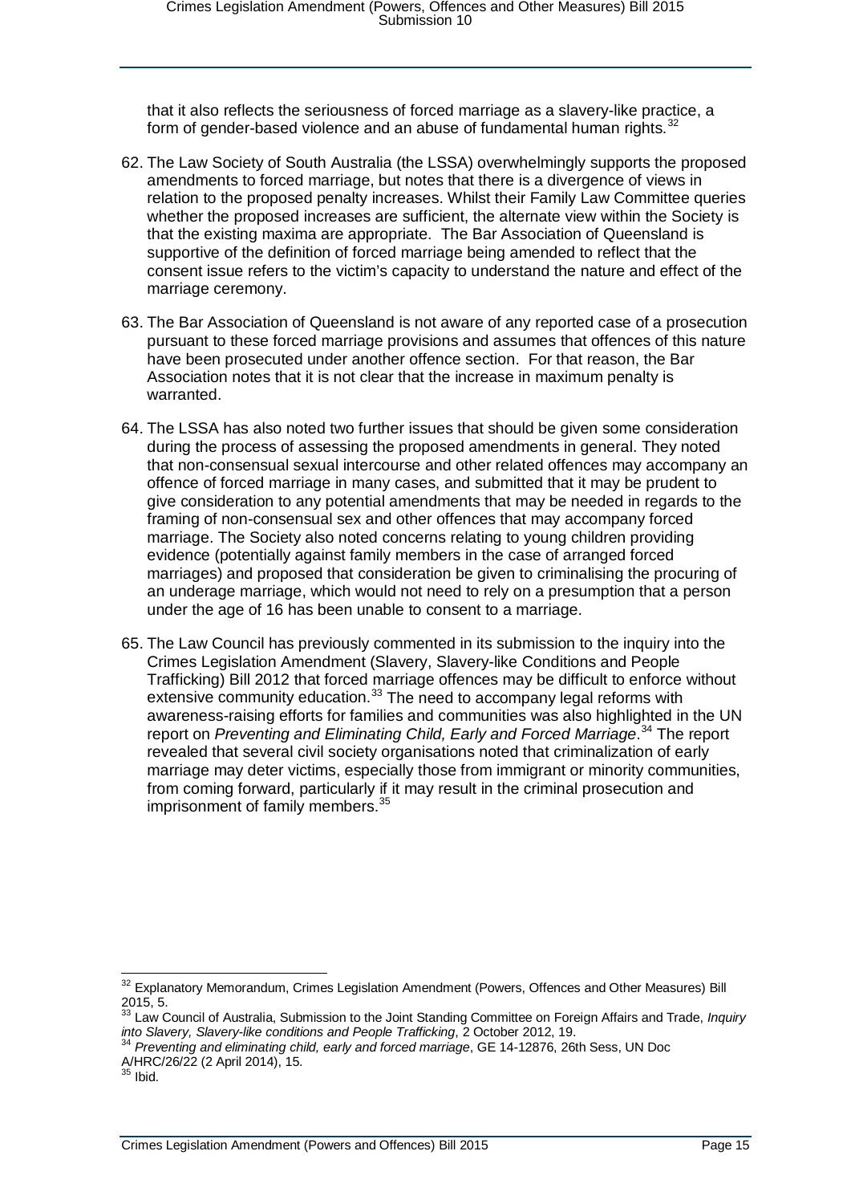that it also reflects the seriousness of forced marriage as a slavery-like practice, a form of gender-based violence and an abuse of fundamental human rights.[32]

62. The Law Society of South Australia (the LSSA) overwhelmingly supports the proposed amendments to forced marriage, but notes that there is a divergence of views in relation to the proposed penalty increases. Whilst their Family Law Committee queries whether the proposed increases are sufficient, the alternate view within the Society is that the existing maxima are appropriate. The Bar Association of Queensland is supportive of the definition of forced marriage being amended to reflect that the consent issue refers to the victim's capacity to understand the nature and effect of the marriage ceremony.

63. The Bar Association of Queensland is not aware of any reported case of a prosecution pursuant to these forced marriage provisions and assumes that offences of this nature have been prosecuted under another offence section. For that reason, the Bar Association notes that it is not clear that the increase in maximum penalty is warranted.

64. The LSSA has also noted two further issues that should be given some consideration during the process of assessing the proposed amendments in general. They noted that non-consensual sexual intercourse and other related offences may accompany an offence of forced marriage in many cases, and submitted that it may be prudent to give consideration to any potential amendments that may be needed in regards to the framing of non-consensual sex and other offences that may accompany forced marriage. The Society also noted concerns relating to young children providing evidence (potentially against family members in the case of arranged forced marriages) and proposed that consideration be given to criminalising the procuring of an underage marriage, which would not need to rely on a presumption that a person under the age of 16 has been unable to consent to a marriage.

65. The Law Council has previously commented in its submission to the inquiry into the Crimes Legislation Amendment (Slavery, Slavery-like Conditions and People Trafficking) Bill 2012 that forced marriage offences may be difficult to enforce without extensive community education.[33] The need to accompany legal reforms with awareness-raising efforts for families and communities was also highlighted in the UN report on *Preventing and Eliminating Child, Early and Forced Marriage*.[34] The report revealed that several civil society organisations noted that criminalization of early marriage may deter victims, especially those from immigrant or minority communities, from coming forward, particularly if it may result in the criminal prosecution and imprisonment of family members.[35]

---

[32] Explanatory Memorandum, Crimes Legislation Amendment (Powers, Offences and Other Measures) Bill 2015, 5.

[33] Law Council of Australia, Submission to the Joint Standing Committee on Foreign Affairs and Trade, *Inquiry into Slavery, Slavery-like conditions and People Trafficking*, 2 October 2012, 19.

[34] *Preventing and eliminating child, early and forced marriage*, GE 14-12876, 26th Sess, UN Doc A/HRC/26/22 (2 April 2014), 15.

[35] Ibid.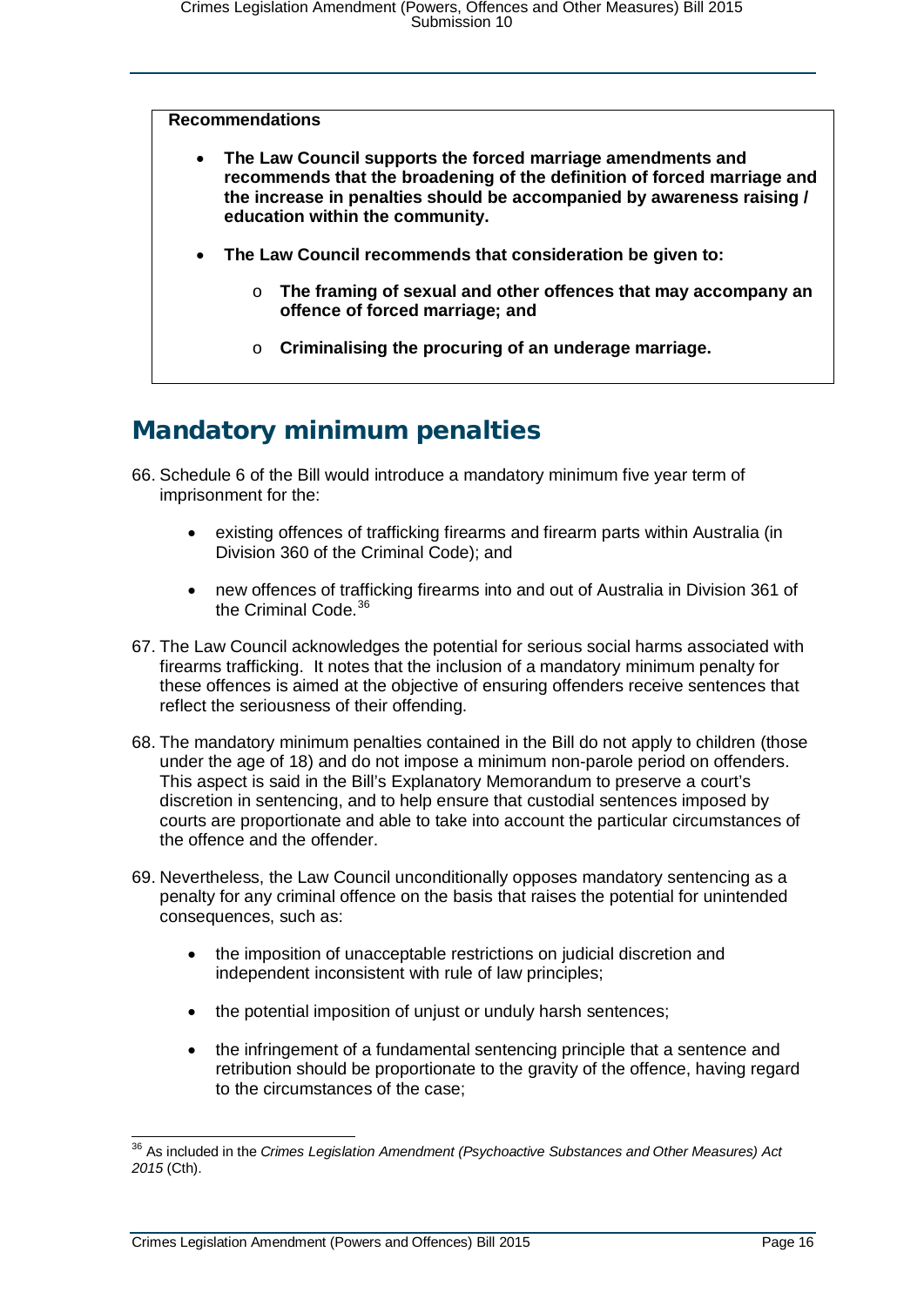**Recommendations**

- **The Law Council supports the forced marriage amendments and recommends that the broadening of the definition of forced marriage and the increase in penalties should be accompanied by awareness raising / education within the community.**
- **The Law Council recommends that consideration be given to:**
  - **The framing of sexual and other offences that may accompany an offence of forced marriage; and**
  - **Criminalising the procuring of an underage marriage.**

## Mandatory minimum penalties

66. Schedule 6 of the Bill would introduce a mandatory minimum five year term of imprisonment for the:

    - existing offences of trafficking firearms and firearm parts within Australia (in Division 360 of the Criminal Code); and
    - new offences of trafficking firearms into and out of Australia in Division 361 of the Criminal Code.[36]

67. The Law Council acknowledges the potential for serious social harms associated with firearms trafficking. It notes that the inclusion of a mandatory minimum penalty for these offences is aimed at the objective of ensuring offenders receive sentences that reflect the seriousness of their offending.

68. The mandatory minimum penalties contained in the Bill do not apply to children (those under the age of 18) and do not impose a minimum non-parole period on offenders. This aspect is said in the Bill's Explanatory Memorandum to preserve a court's discretion in sentencing, and to help ensure that custodial sentences imposed by courts are proportionate and able to take into account the particular circumstances of the offence and the offender.

69. Nevertheless, the Law Council unconditionally opposes mandatory sentencing as a penalty for any criminal offence on the basis that raises the potential for unintended consequences, such as:

    - the imposition of unacceptable restrictions on judicial discretion and independent inconsistent with rule of law principles;
    - the potential imposition of unjust or unduly harsh sentences;
    - the infringement of a fundamental sentencing principle that a sentence and retribution should be proportionate to the gravity of the offence, having regard to the circumstances of the case;

---

[36] As included in the *Crimes Legislation Amendment (Psychoactive Substances and Other Measures) Act 2015* (Cth).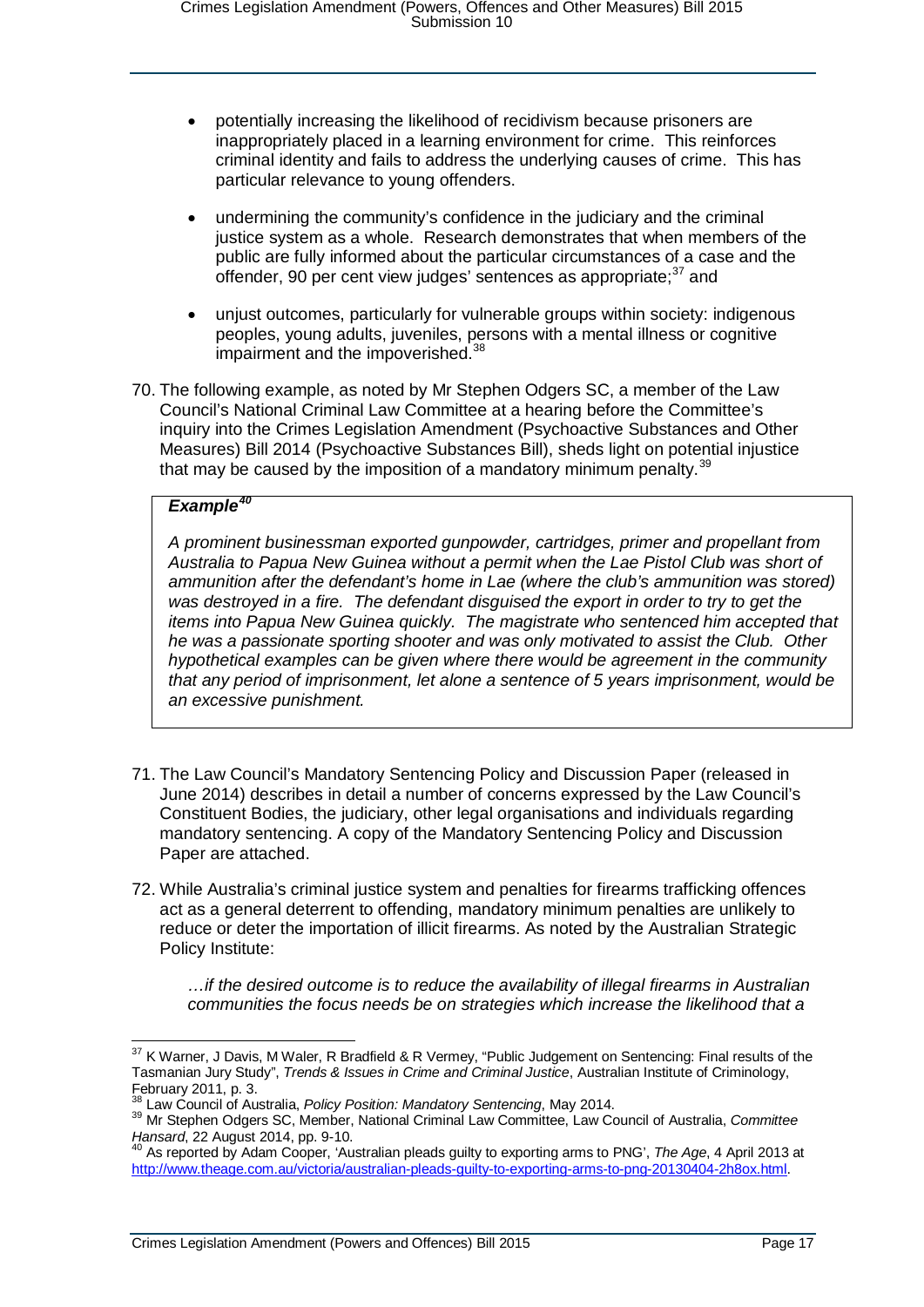- potentially increasing the likelihood of recidivism because prisoners are inappropriately placed in a learning environment for crime. This reinforces criminal identity and fails to address the underlying causes of crime. This has particular relevance to young offenders.

- undermining the community's confidence in the judiciary and the criminal justice system as a whole. Research demonstrates that when members of the public are fully informed about the particular circumstances of a case and the offender, 90 per cent view judges' sentences as appropriate;[37] and

- unjust outcomes, particularly for vulnerable groups within society: indigenous peoples, young adults, juveniles, persons with a mental illness or cognitive impairment and the impoverished.[38]

70. The following example, as noted by Mr Stephen Odgers SC, a member of the Law Council's National Criminal Law Committee at a hearing before the Committee's inquiry into the Crimes Legislation Amendment (Psychoactive Substances and Other Measures) Bill 2014 (Psychoactive Substances Bill), sheds light on potential injustice that may be caused by the imposition of a mandatory minimum penalty.[39]

> ***Example***[40]
>
> *A prominent businessman exported gunpowder, cartridges, primer and propellant from Australia to Papua New Guinea without a permit when the Lae Pistol Club was short of ammunition after the defendant's home in Lae (where the club's ammunition was stored) was destroyed in a fire. The defendant disguised the export in order to try to get the items into Papua New Guinea quickly. The magistrate who sentenced him accepted that he was a passionate sporting shooter and was only motivated to assist the Club. Other hypothetical examples can be given where there would be agreement in the community that any period of imprisonment, let alone a sentence of 5 years imprisonment, would be an excessive punishment.*

71. The Law Council's Mandatory Sentencing Policy and Discussion Paper (released in June 2014) describes in detail a number of concerns expressed by the Law Council's Constituent Bodies, the judiciary, other legal organisations and individuals regarding mandatory sentencing. A copy of the Mandatory Sentencing Policy and Discussion Paper are attached.

72. While Australia's criminal justice system and penalties for firearms trafficking offences act as a general deterrent to offending, mandatory minimum penalties are unlikely to reduce or deter the importation of illicit firearms. As noted by the Australian Strategic Policy Institute:

    *…if the desired outcome is to reduce the availability of illegal firearms in Australian communities the focus needs be on strategies which increase the likelihood that a*

---

[37] K Warner, J Davis, M Waler, R Bradfield & R Vermey, "Public Judgement on Sentencing: Final results of the Tasmanian Jury Study", *Trends & Issues in Crime and Criminal Justice*, Australian Institute of Criminology, February 2011, p. 3.

[38] Law Council of Australia, *Policy Position: Mandatory Sentencing*, May 2014.

[39] Mr Stephen Odgers SC, Member, National Criminal Law Committee, Law Council of Australia, *Committee Hansard*, 22 August 2014, pp. 9-10.

[40] As reported by Adam Cooper, 'Australian pleads guilty to exporting arms to PNG', *The Age*, 4 April 2013 at http://www.theage.com.au/victoria/australian-pleads-guilty-to-exporting-arms-to-png-20130404-2h8ox.html.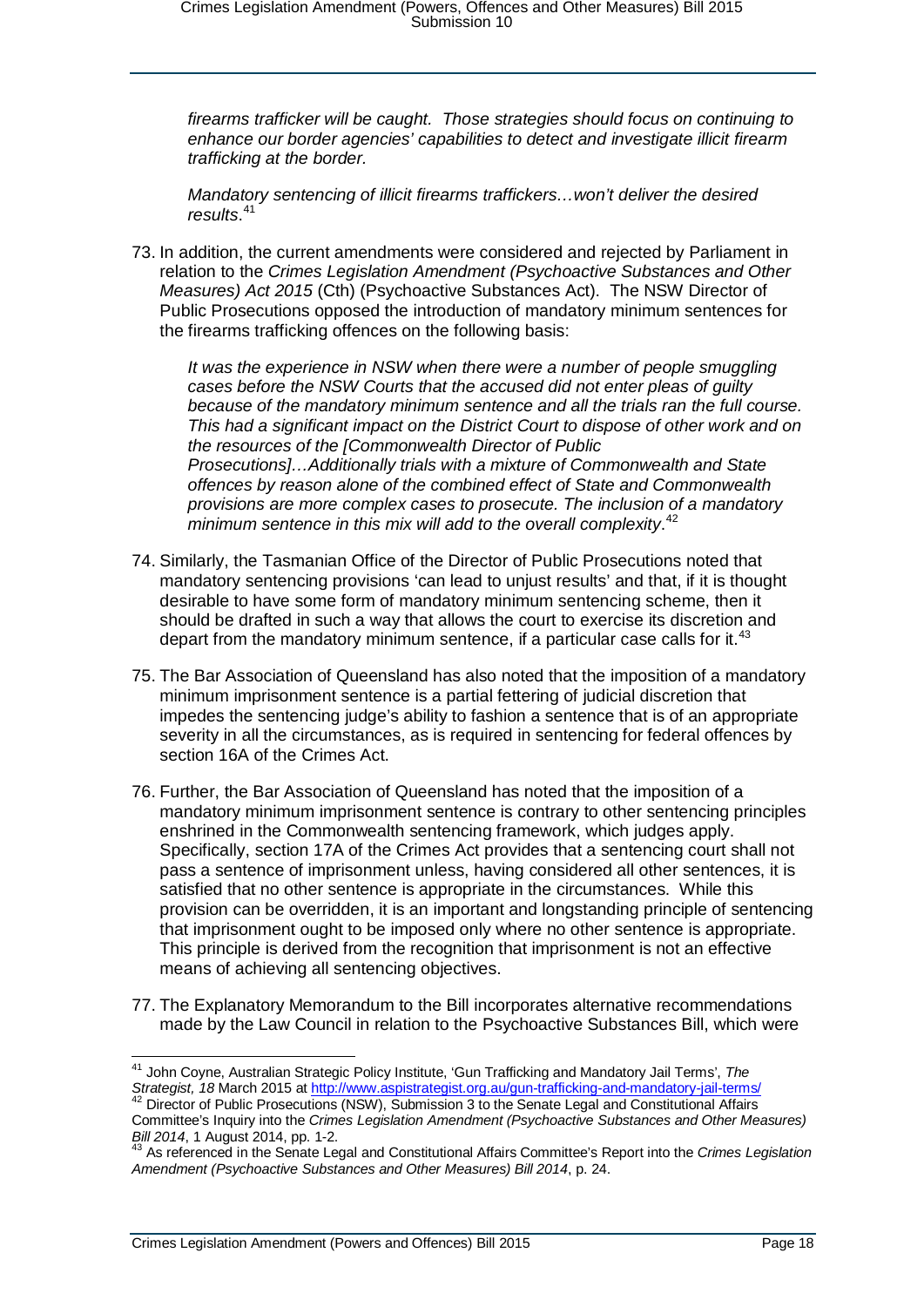*firearms trafficker will be caught. Those strategies should focus on continuing to enhance our border agencies' capabilities to detect and investigate illicit firearm trafficking at the border.*

*Mandatory sentencing of illicit firearms traffickers…won't deliver the desired results*.[41]

73. In addition, the current amendments were considered and rejected by Parliament in relation to the *Crimes Legislation Amendment (Psychoactive Substances and Other Measures) Act 2015* (Cth) (Psychoactive Substances Act). The NSW Director of Public Prosecutions opposed the introduction of mandatory minimum sentences for the firearms trafficking offences on the following basis:

    *It was the experience in NSW when there were a number of people smuggling cases before the NSW Courts that the accused did not enter pleas of guilty because of the mandatory minimum sentence and all the trials ran the full course. This had a significant impact on the District Court to dispose of other work and on the resources of the [Commonwealth Director of Public Prosecutions]…Additionally trials with a mixture of Commonwealth and State offences by reason alone of the combined effect of State and Commonwealth provisions are more complex cases to prosecute. The inclusion of a mandatory minimum sentence in this mix will add to the overall complexity*.[42]

74. Similarly, the Tasmanian Office of the Director of Public Prosecutions noted that mandatory sentencing provisions 'can lead to unjust results' and that, if it is thought desirable to have some form of mandatory minimum sentencing scheme, then it should be drafted in such a way that allows the court to exercise its discretion and depart from the mandatory minimum sentence, if a particular case calls for it.[43]

75. The Bar Association of Queensland has also noted that the imposition of a mandatory minimum imprisonment sentence is a partial fettering of judicial discretion that impedes the sentencing judge's ability to fashion a sentence that is of an appropriate severity in all the circumstances, as is required in sentencing for federal offences by section 16A of the Crimes Act.

76. Further, the Bar Association of Queensland has noted that the imposition of a mandatory minimum imprisonment sentence is contrary to other sentencing principles enshrined in the Commonwealth sentencing framework, which judges apply. Specifically, section 17A of the Crimes Act provides that a sentencing court shall not pass a sentence of imprisonment unless, having considered all other sentences, it is satisfied that no other sentence is appropriate in the circumstances. While this provision can be overridden, it is an important and longstanding principle of sentencing that imprisonment ought to be imposed only where no other sentence is appropriate. This principle is derived from the recognition that imprisonment is not an effective means of achieving all sentencing objectives.

77. The Explanatory Memorandum to the Bill incorporates alternative recommendations made by the Law Council in relation to the Psychoactive Substances Bill, which were

---

[41] John Coyne, Australian Strategic Policy Institute, 'Gun Trafficking and Mandatory Jail Terms', *The Strategist, 18* March 2015 at http://www.aspistrategist.org.au/gun-trafficking-and-mandatory-jail-terms/

[42] Director of Public Prosecutions (NSW), Submission 3 to the Senate Legal and Constitutional Affairs Committee's Inquiry into the *Crimes Legislation Amendment (Psychoactive Substances and Other Measures) Bill 2014*, 1 August 2014, pp. 1-2.

[43] As referenced in the Senate Legal and Constitutional Affairs Committee's Report into the *Crimes Legislation Amendment (Psychoactive Substances and Other Measures) Bill 2014*, p. 24.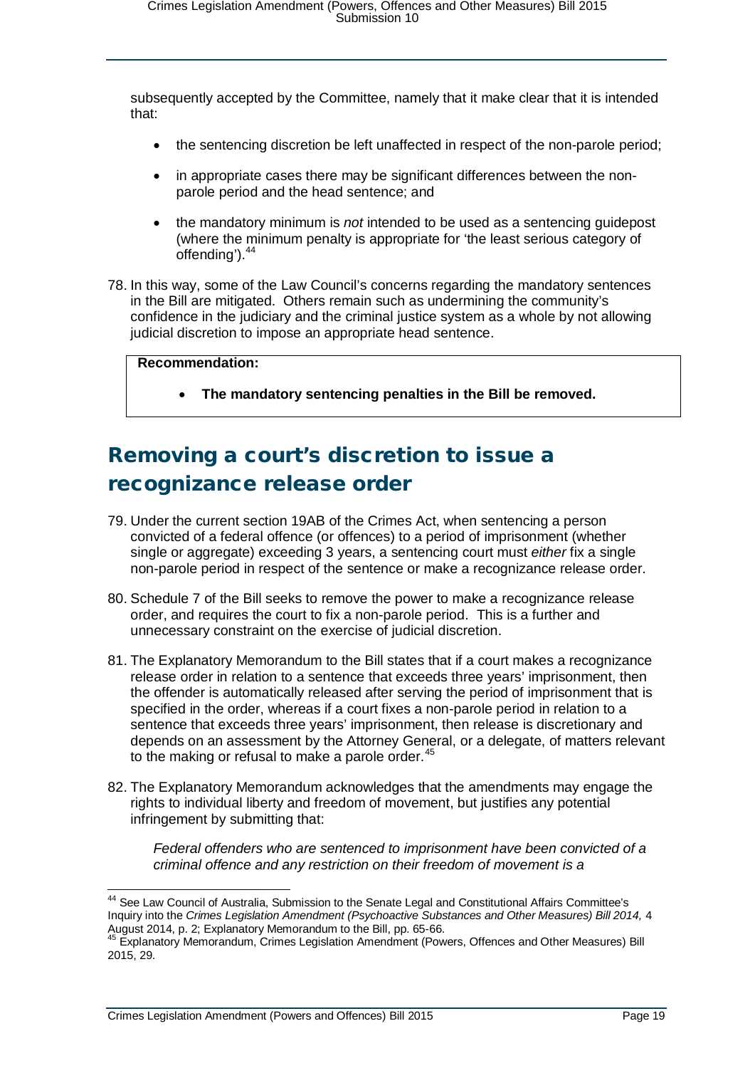subsequently accepted by the Committee, namely that it make clear that it is intended that:

- the sentencing discretion be left unaffected in respect of the non-parole period;
- in appropriate cases there may be significant differences between the non-parole period and the head sentence; and
- the mandatory minimum is *not* intended to be used as a sentencing guidepost (where the minimum penalty is appropriate for 'the least serious category of offending').[44]

78. In this way, some of the Law Council's concerns regarding the mandatory sentences in the Bill are mitigated. Others remain such as undermining the community's confidence in the judiciary and the criminal justice system as a whole by not allowing judicial discretion to impose an appropriate head sentence.

> **Recommendation:**
>
> - **The mandatory sentencing penalties in the Bill be removed.**

## Removing a court's discretion to issue a recognizance release order

79. Under the current section 19AB of the Crimes Act, when sentencing a person convicted of a federal offence (or offences) to a period of imprisonment (whether single or aggregate) exceeding 3 years, a sentencing court must *either* fix a single non-parole period in respect of the sentence or make a recognizance release order.

80. Schedule 7 of the Bill seeks to remove the power to make a recognizance release order, and requires the court to fix a non-parole period. This is a further and unnecessary constraint on the exercise of judicial discretion.

81. The Explanatory Memorandum to the Bill states that if a court makes a recognizance release order in relation to a sentence that exceeds three years' imprisonment, then the offender is automatically released after serving the period of imprisonment that is specified in the order, whereas if a court fixes a non-parole period in relation to a sentence that exceeds three years' imprisonment, then release is discretionary and depends on an assessment by the Attorney General, or a delegate, of matters relevant to the making or refusal to make a parole order.[45]

82. The Explanatory Memorandum acknowledges that the amendments may engage the rights to individual liberty and freedom of movement, but justifies any potential infringement by submitting that:

> *Federal offenders who are sentenced to imprisonment have been convicted of a criminal offence and any restriction on their freedom of movement is a*

---

[44] See Law Council of Australia, Submission to the Senate Legal and Constitutional Affairs Committee's Inquiry into the *Crimes Legislation Amendment (Psychoactive Substances and Other Measures) Bill 2014,* 4 August 2014, p. 2; Explanatory Memorandum to the Bill, pp. 65-66.

[45] Explanatory Memorandum, Crimes Legislation Amendment (Powers, Offences and Other Measures) Bill 2015, 29.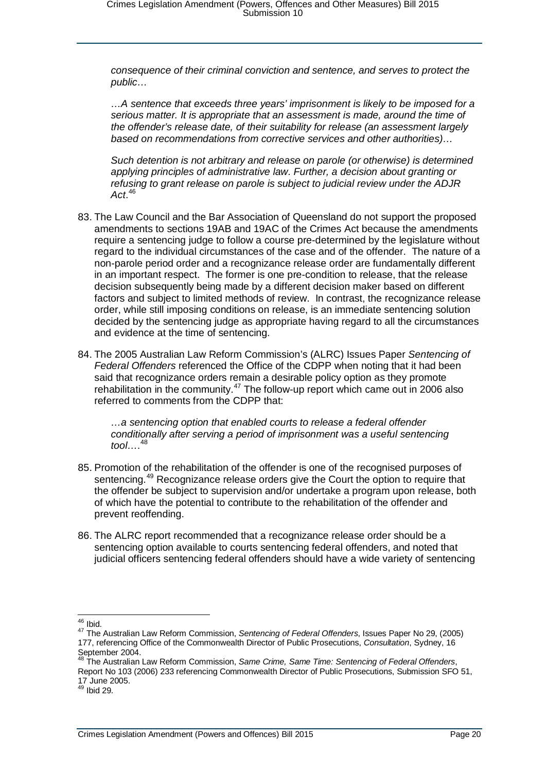*consequence of their criminal conviction and sentence, and serves to protect the public…*

*…A sentence that exceeds three years' imprisonment is likely to be imposed for a serious matter. It is appropriate that an assessment is made, around the time of the offender's release date, of their suitability for release (an assessment largely based on recommendations from corrective services and other authorities)…*

*Such detention is not arbitrary and release on parole (or otherwise) is determined applying principles of administrative law. Further, a decision about granting or refusing to grant release on parole is subject to judicial review under the ADJR Act*.[46]

83. The Law Council and the Bar Association of Queensland do not support the proposed amendments to sections 19AB and 19AC of the Crimes Act because the amendments require a sentencing judge to follow a course pre-determined by the legislature without regard to the individual circumstances of the case and of the offender. The nature of a non-parole period order and a recognizance release order are fundamentally different in an important respect. The former is one pre-condition to release, that the release decision subsequently being made by a different decision maker based on different factors and subject to limited methods of review. In contrast, the recognizance release order, while still imposing conditions on release, is an immediate sentencing solution decided by the sentencing judge as appropriate having regard to all the circumstances and evidence at the time of sentencing.

84. The 2005 Australian Law Reform Commission's (ALRC) Issues Paper *Sentencing of Federal Offenders* referenced the Office of the CDPP when noting that it had been said that recognizance orders remain a desirable policy option as they promote rehabilitation in the community.[47] The follow-up report which came out in 2006 also referred to comments from the CDPP that:

    *…a sentencing option that enabled courts to release a federal offender conditionally after serving a period of imprisonment was a useful sentencing tool….*[48]

85. Promotion of the rehabilitation of the offender is one of the recognised purposes of sentencing.[49] Recognizance release orders give the Court the option to require that the offender be subject to supervision and/or undertake a program upon release, both of which have the potential to contribute to the rehabilitation of the offender and prevent reoffending.

86. The ALRC report recommended that a recognizance release order should be a sentencing option available to courts sentencing federal offenders, and noted that judicial officers sentencing federal offenders should have a wide variety of sentencing

---

[46] Ibid.

[47] The Australian Law Reform Commission, *Sentencing of Federal Offenders*, Issues Paper No 29, (2005) 177, referencing Office of the Commonwealth Director of Public Prosecutions, *Consultation*, Sydney, 16 September 2004.

[48] The Australian Law Reform Commission, *Same Crime, Same Time: Sentencing of Federal Offenders*, Report No 103 (2006) 233 referencing Commonwealth Director of Public Prosecutions, Submission SFO 51, 17 June 2005.

[49] Ibid 29.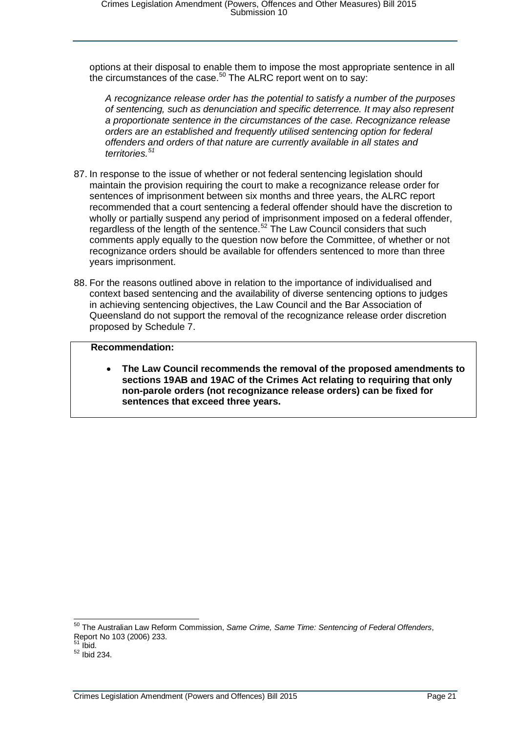options at their disposal to enable them to impose the most appropriate sentence in all the circumstances of the case.[50] The ALRC report went on to say:

> *A recognizance release order has the potential to satisfy a number of the purposes of sentencing, such as denunciation and specific deterrence. It may also represent a proportionate sentence in the circumstances of the case. Recognizance release orders are an established and frequently utilised sentencing option for federal offenders and orders of that nature are currently available in all states and territories.*[51]

87. In response to the issue of whether or not federal sentencing legislation should maintain the provision requiring the court to make a recognizance release order for sentences of imprisonment between six months and three years, the ALRC report recommended that a court sentencing a federal offender should have the discretion to wholly or partially suspend any period of imprisonment imposed on a federal offender, regardless of the length of the sentence.[52] The Law Council considers that such comments apply equally to the question now before the Committee, of whether or not recognizance orders should be available for offenders sentenced to more than three years imprisonment.

88. For the reasons outlined above in relation to the importance of individualised and context based sentencing and the availability of diverse sentencing options to judges in achieving sentencing objectives, the Law Council and the Bar Association of Queensland do not support the removal of the recognizance release order discretion proposed by Schedule 7.

**Recommendation:**

- **The Law Council recommends the removal of the proposed amendments to sections 19AB and 19AC of the Crimes Act relating to requiring that only non-parole orders (not recognizance release orders) can be fixed for sentences that exceed three years.**

---

[50] The Australian Law Reform Commission, *Same Crime, Same Time: Sentencing of Federal Offenders*, Report No 103 (2006) 233.

[51] Ibid.

[52] Ibid 234.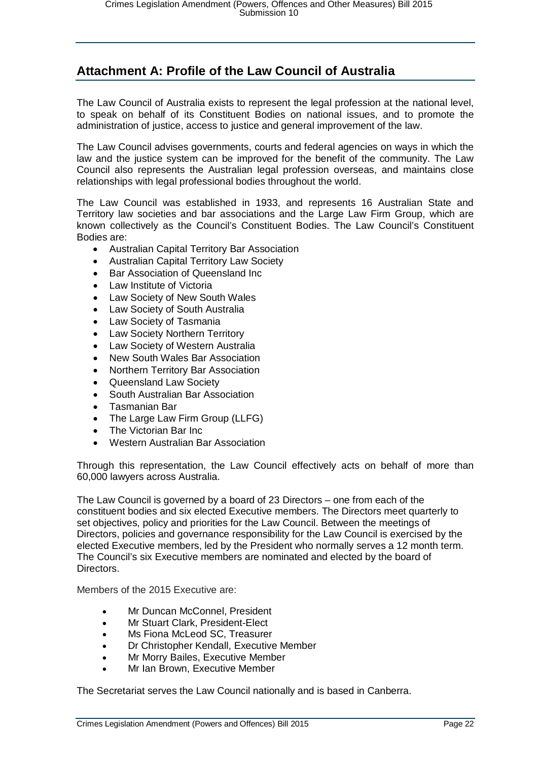## Attachment A: Profile of the Law Council of Australia

The Law Council of Australia exists to represent the legal profession at the national level, to speak on behalf of its Constituent Bodies on national issues, and to promote the administration of justice, access to justice and general improvement of the law.

The Law Council advises governments, courts and federal agencies on ways in which the law and the justice system can be improved for the benefit of the community. The Law Council also represents the Australian legal profession overseas, and maintains close relationships with legal professional bodies throughout the world.

The Law Council was established in 1933, and represents 16 Australian State and Territory law societies and bar associations and the Large Law Firm Group, which are known collectively as the Council's Constituent Bodies. The Law Council's Constituent Bodies are:

- Australian Capital Territory Bar Association
- Australian Capital Territory Law Society
- Bar Association of Queensland Inc
- Law Institute of Victoria
- Law Society of New South Wales
- Law Society of South Australia
- Law Society of Tasmania
- Law Society Northern Territory
- Law Society of Western Australia
- New South Wales Bar Association
- Northern Territory Bar Association
- Queensland Law Society
- South Australian Bar Association
- Tasmanian Bar
- The Large Law Firm Group (LLFG)
- The Victorian Bar Inc
- Western Australian Bar Association

Through this representation, the Law Council effectively acts on behalf of more than 60,000 lawyers across Australia.

The Law Council is governed by a board of 23 Directors – one from each of the constituent bodies and six elected Executive members. The Directors meet quarterly to set objectives, policy and priorities for the Law Council. Between the meetings of Directors, policies and governance responsibility for the Law Council is exercised by the elected Executive members, led by the President who normally serves a 12 month term. The Council's six Executive members are nominated and elected by the board of Directors.

Members of the 2015 Executive are:

- Mr Duncan McConnel, President
- Mr Stuart Clark, President-Elect
- Ms Fiona McLeod SC, Treasurer
- Dr Christopher Kendall, Executive Member
- Mr Morry Bailes, Executive Member
- Mr Ian Brown, Executive Member

The Secretariat serves the Law Council nationally and is based in Canberra.